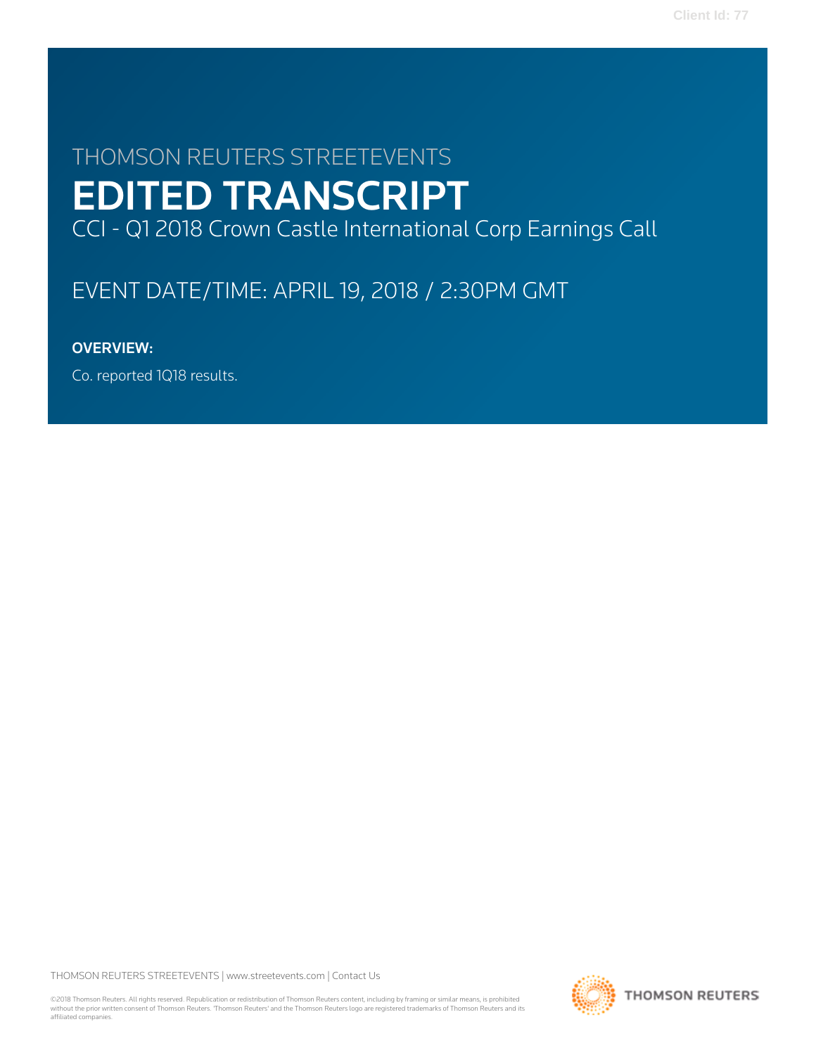THOMSON REUTERS STREETEVENTS

# EDITED TRANSCRIPT

CCI - Q1 2018 Crown Castle International Corp Earnings Call

EVENT DATE/TIME: APRIL 19, 2018 / 2:30PM GMT

**OVERVIEW:**

Co. reported 1Q18 results.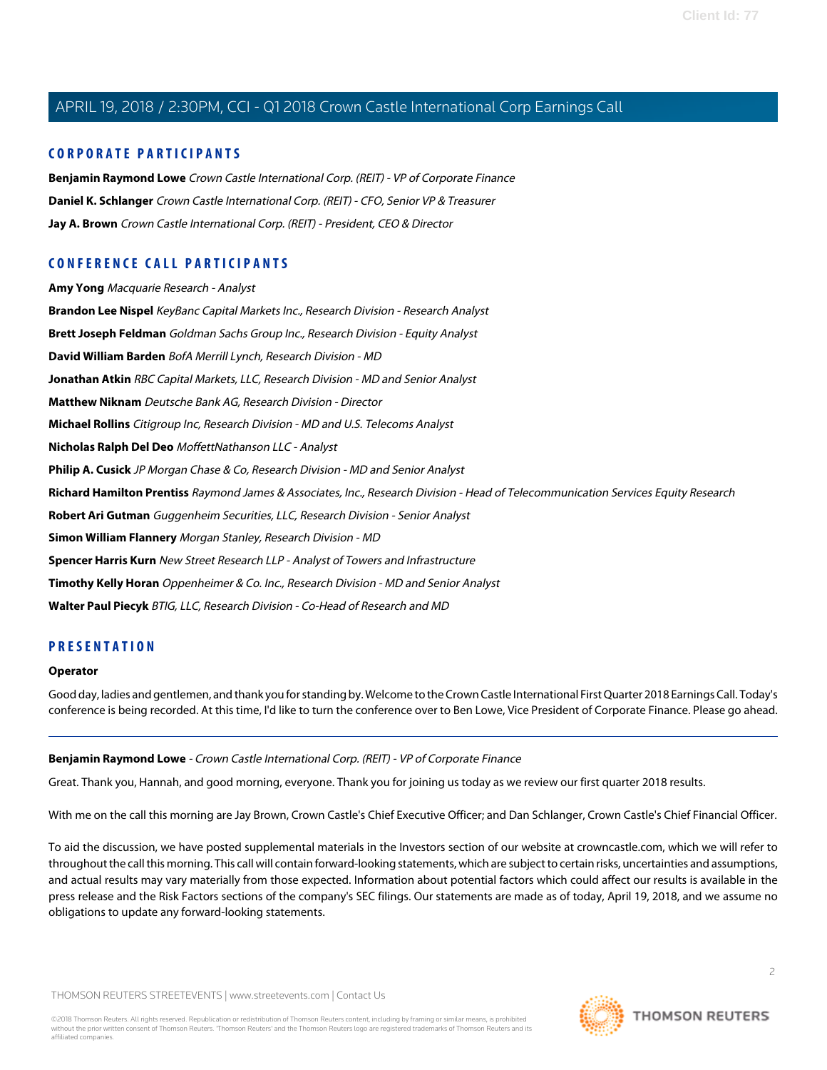## CORPORATE PARTICIPANTS

**Benjamin Raymond Lowe** *Crown Castle International Corp. (REIT) - VP of Corporate Finance*

**Daniel K. Schlanger** *Crown Castle International Corp. (REIT) - CFO, Senior VP & Treasurer*

**Jay A. Brown** *Crown Castle International Corp. (REIT) - President, CEO & Director*

## CONFERENCE CALL PARTICIPANTS

**Amy Yong** *Macquarie Research - Analyst*

**Brandon Lee Nispel** *KeyBanc Capital Markets Inc., Research Division - Research Analyst*

**Brett Joseph Feldman** *Goldman Sachs Group Inc., Research Division - Equity Analyst*

**David William Barden** *BofA Merrill Lynch, Research Division - MD*

**Jonathan Atkin** *RBC Capital Markets, LLC, Research Division - MD and Senior Analyst*

**Matthew Niknam** *Deutsche Bank AG, Research Division - Director*

**Michael Rollins** *Citigroup Inc, Research Division - MD and U.S. Telecoms Analyst*

**Nicholas Ralph Del Deo** *MoffettNathanson LLC - Analyst*

**Philip A. Cusick** *JP Morgan Chase & Co, Research Division - MD and Senior Analyst*

**Richard Hamilton Prentiss** *Raymond James & Associates, Inc., Research Division - Head of Telecommunication Services Equity Research*

**Robert Ari Gutman** *Guggenheim Securities, LLC, Research Division - Senior Analyst*

**Simon William Flannery** *Morgan Stanley, Research Division - MD*

**Spencer Harris Kurn** *New Street Research LLP - Analyst of Towers and Infrastructure*

**Timothy Kelly Horan** *Oppenheimer & Co. Inc., Research Division - MD and Senior Analyst*

**Walter Paul Piecyk** *BTIG, LLC, Research Division - Co-Head of Research and MD*

## PRESENTATION

**Operator**

Good day, ladies and gentlemen, and thank you for standing by. Welcome to the Crown Castle International First Quarter 2018 Earnings Call. Today's conference is being recorded. At this time, I'd like to turn the conference over to Ben Lowe, Vice President of Corporate Finance. Please go ahead.

---

**Benjamin Raymond Lowe** - *Crown Castle International Corp. (REIT) - VP of Corporate Finance*

Great. Thank you, Hannah, and good morning, everyone. Thank you for joining us today as we review our first quarter 2018 results.

With me on the call this morning are Jay Brown, Crown Castle's Chief Executive Officer; and Dan Schlanger, Crown Castle's Chief Financial Officer.

To aid the discussion, we have posted supplemental materials in the Investors section of our website at crowncastle.com, which we will refer to throughout the call this morning. This call will contain forward-looking statements, which are subject to certain risks, uncertainties and assumptions, and actual results may vary materially from those expected. Information about potential factors which could affect our results is available in the press release and the Risk Factors sections of the company's SEC filings. Our statements are made as of today, April 19, 2018, and we assume no obligations to update any forward-looking statements.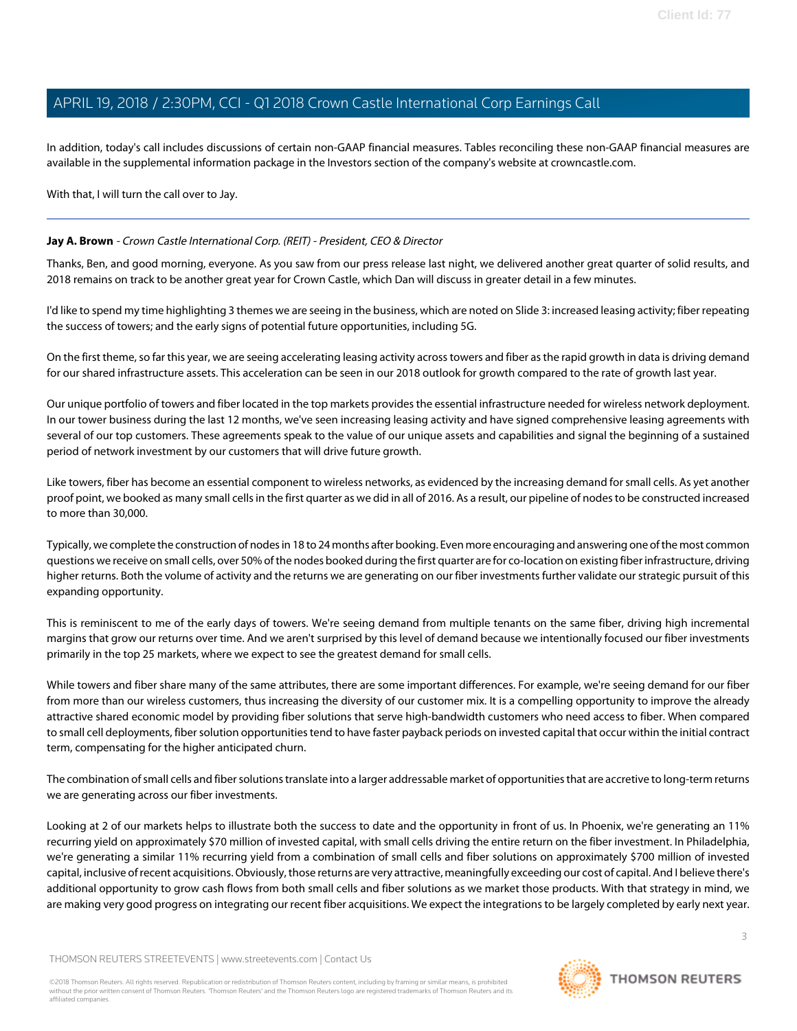In addition, today's call includes discussions of certain non-GAAP financial measures. Tables reconciling these non-GAAP financial measures are available in the supplemental information package in the Investors section of the company's website at crowncastle.com.

With that, I will turn the call over to Jay.

---

**Jay A. Brown** - *Crown Castle International Corp. (REIT) - President, CEO & Director*

Thanks, Ben, and good morning, everyone. As you saw from our press release last night, we delivered another great quarter of solid results, and 2018 remains on track to be another great year for Crown Castle, which Dan will discuss in greater detail in a few minutes.

I'd like to spend my time highlighting 3 themes we are seeing in the business, which are noted on Slide 3: increased leasing activity; fiber repeating the success of towers; and the early signs of potential future opportunities, including 5G.

On the first theme, so far this year, we are seeing accelerating leasing activity across towers and fiber as the rapid growth in data is driving demand for our shared infrastructure assets. This acceleration can be seen in our 2018 outlook for growth compared to the rate of growth last year.

Our unique portfolio of towers and fiber located in the top markets provides the essential infrastructure needed for wireless network deployment. In our tower business during the last 12 months, we've seen increasing leasing activity and have signed comprehensive leasing agreements with several of our top customers. These agreements speak to the value of our unique assets and capabilities and signal the beginning of a sustained period of network investment by our customers that will drive future growth.

Like towers, fiber has become an essential component to wireless networks, as evidenced by the increasing demand for small cells. As yet another proof point, we booked as many small cells in the first quarter as we did in all of 2016. As a result, our pipeline of nodes to be constructed increased to more than 30,000.

Typically, we complete the construction of nodes in 18 to 24 months after booking. Even more encouraging and answering one of the most common questions we receive on small cells, over 50% of the nodes booked during the first quarter are for co-location on existing fiber infrastructure, driving higher returns. Both the volume of activity and the returns we are generating on our fiber investments further validate our strategic pursuit of this expanding opportunity.

This is reminiscent to me of the early days of towers. We're seeing demand from multiple tenants on the same fiber, driving high incremental margins that grow our returns over time. And we aren't surprised by this level of demand because we intentionally focused our fiber investments primarily in the top 25 markets, where we expect to see the greatest demand for small cells.

While towers and fiber share many of the same attributes, there are some important differences. For example, we're seeing demand for our fiber from more than our wireless customers, thus increasing the diversity of our customer mix. It is a compelling opportunity to improve the already attractive shared economic model by providing fiber solutions that serve high-bandwidth customers who need access to fiber. When compared to small cell deployments, fiber solution opportunities tend to have faster payback periods on invested capital that occur within the initial contract term, compensating for the higher anticipated churn.

The combination of small cells and fiber solutions translate into a larger addressable market of opportunities that are accretive to long-term returns we are generating across our fiber investments.

Looking at 2 of our markets helps to illustrate both the success to date and the opportunity in front of us. In Phoenix, we're generating an 11% recurring yield on approximately $70 million of invested capital, with small cells driving the entire return on the fiber investment. In Philadelphia, we're generating a similar 11% recurring yield from a combination of small cells and fiber solutions on approximately $700 million of invested capital, inclusive of recent acquisitions. Obviously, those returns are very attractive, meaningfully exceeding our cost of capital. And I believe there's additional opportunity to grow cash flows from both small cells and fiber solutions as we market those products. With that strategy in mind, we are making very good progress on integrating our recent fiber acquisitions. We expect the integrations to be largely completed by early next year.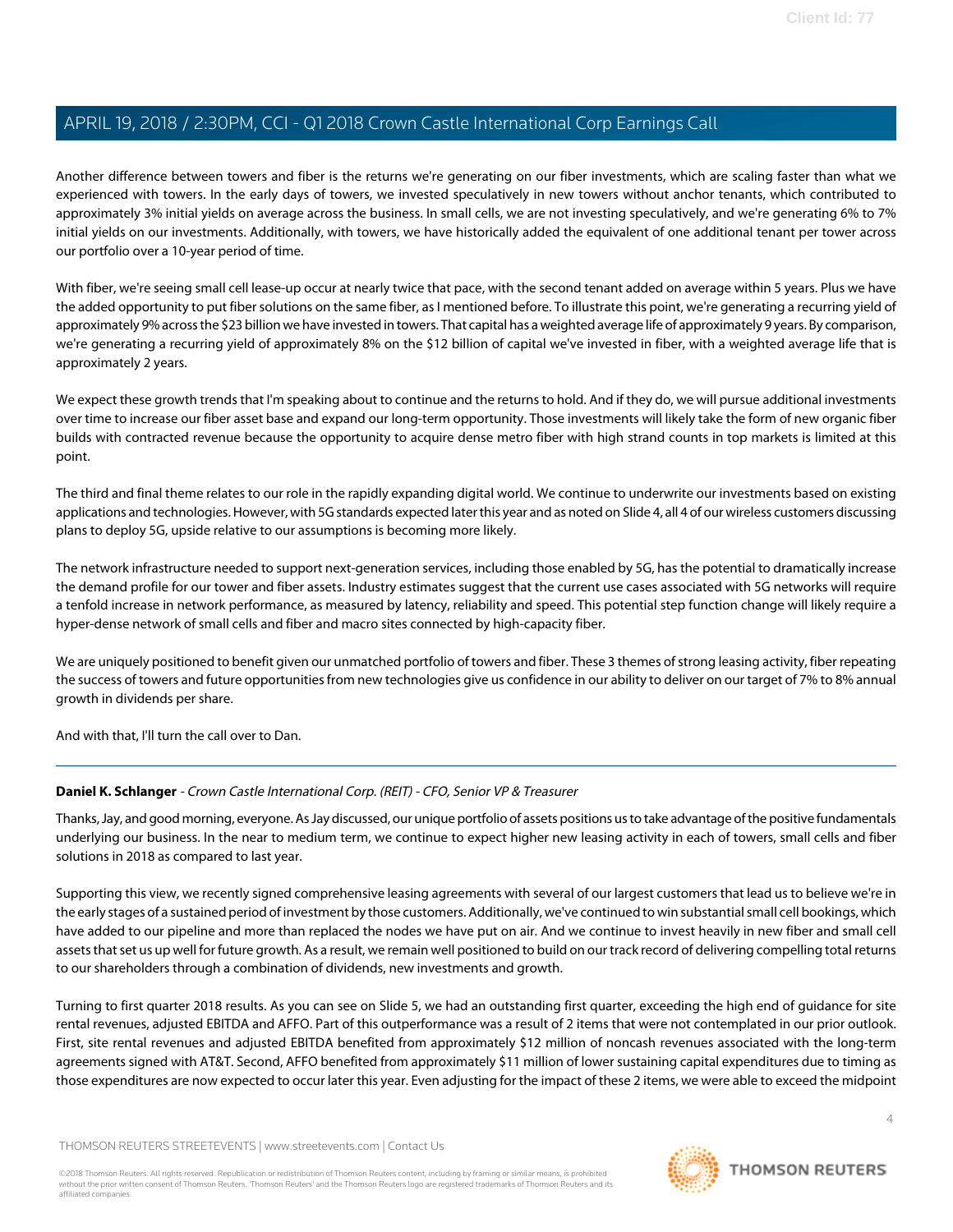Another difference between towers and fiber is the returns we're generating on our fiber investments, which are scaling faster than what we experienced with towers. In the early days of towers, we invested speculatively in new towers without anchor tenants, which contributed to approximately 3% initial yields on average across the business. In small cells, we are not investing speculatively, and we're generating 6% to 7% initial yields on our investments. Additionally, with towers, we have historically added the equivalent of one additional tenant per tower across our portfolio over a 10-year period of time.

With fiber, we're seeing small cell lease-up occur at nearly twice that pace, with the second tenant added on average within 5 years. Plus we have the added opportunity to put fiber solutions on the same fiber, as I mentioned before. To illustrate this point, we're generating a recurring yield of approximately 9% across the $23 billion we have invested in towers. That capital has a weighted average life of approximately 9 years. By comparison, we're generating a recurring yield of approximately 8% on the $12 billion of capital we've invested in fiber, with a weighted average life that is approximately 2 years.

We expect these growth trends that I'm speaking about to continue and the returns to hold. And if they do, we will pursue additional investments over time to increase our fiber asset base and expand our long-term opportunity. Those investments will likely take the form of new organic fiber builds with contracted revenue because the opportunity to acquire dense metro fiber with high strand counts in top markets is limited at this point.

The third and final theme relates to our role in the rapidly expanding digital world. We continue to underwrite our investments based on existing applications and technologies. However, with 5G standards expected later this year and as noted on Slide 4, all 4 of our wireless customers discussing plans to deploy 5G, upside relative to our assumptions is becoming more likely.

The network infrastructure needed to support next-generation services, including those enabled by 5G, has the potential to dramatically increase the demand profile for our tower and fiber assets. Industry estimates suggest that the current use cases associated with 5G networks will require a tenfold increase in network performance, as measured by latency, reliability and speed. This potential step function change will likely require a hyper-dense network of small cells and fiber and macro sites connected by high-capacity fiber.

We are uniquely positioned to benefit given our unmatched portfolio of towers and fiber. These 3 themes of strong leasing activity, fiber repeating the success of towers and future opportunities from new technologies give us confidence in our ability to deliver on our target of 7% to 8% annual growth in dividends per share.

And with that, I'll turn the call over to Dan.

---

**Daniel K. Schlanger** - *Crown Castle International Corp. (REIT) - CFO, Senior VP & Treasurer*

Thanks, Jay, and good morning, everyone. As Jay discussed, our unique portfolio of assets positions us to take advantage of the positive fundamentals underlying our business. In the near to medium term, we continue to expect higher new leasing activity in each of towers, small cells and fiber solutions in 2018 as compared to last year.

Supporting this view, we recently signed comprehensive leasing agreements with several of our largest customers that lead us to believe we're in the early stages of a sustained period of investment by those customers. Additionally, we've continued to win substantial small cell bookings, which have added to our pipeline and more than replaced the nodes we have put on air. And we continue to invest heavily in new fiber and small cell assets that set us up well for future growth. As a result, we remain well positioned to build on our track record of delivering compelling total returns to our shareholders through a combination of dividends, new investments and growth.

Turning to first quarter 2018 results. As you can see on Slide 5, we had an outstanding first quarter, exceeding the high end of guidance for site rental revenues, adjusted EBITDA and AFFO. Part of this outperformance was a result of 2 items that were not contemplated in our prior outlook. First, site rental revenues and adjusted EBITDA benefited from approximately $12 million of noncash revenues associated with the long-term agreements signed with AT&T. Second, AFFO benefited from approximately $11 million of lower sustaining capital expenditures due to timing as those expenditures are now expected to occur later this year. Even adjusting for the impact of these 2 items, we were able to exceed the midpoint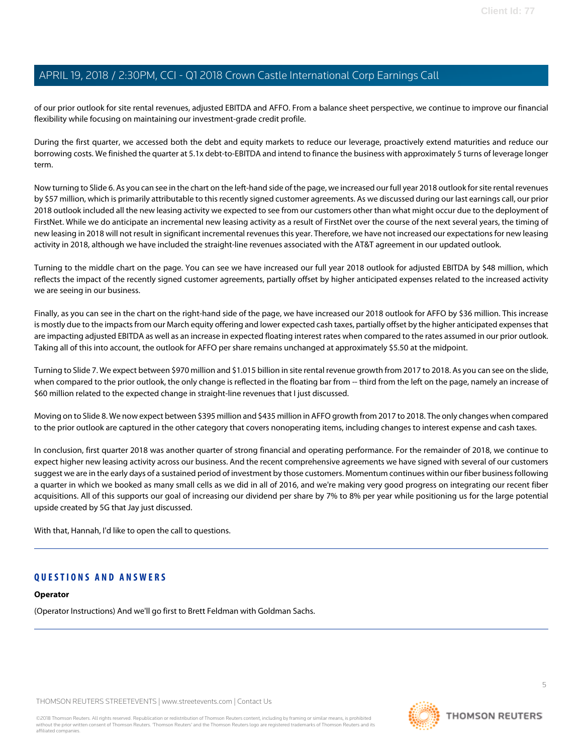of our prior outlook for site rental revenues, adjusted EBITDA and AFFO. From a balance sheet perspective, we continue to improve our financial flexibility while focusing on maintaining our investment-grade credit profile.

During the first quarter, we accessed both the debt and equity markets to reduce our leverage, proactively extend maturities and reduce our borrowing costs. We finished the quarter at 5.1x debt-to-EBITDA and intend to finance the business with approximately 5 turns of leverage longer term.

Now turning to Slide 6. As you can see in the chart on the left-hand side of the page, we increased our full year 2018 outlook for site rental revenues by $57 million, which is primarily attributable to this recently signed customer agreements. As we discussed during our last earnings call, our prior 2018 outlook included all the new leasing activity we expected to see from our customers other than what might occur due to the deployment of FirstNet. While we do anticipate an incremental new leasing activity as a result of FirstNet over the course of the next several years, the timing of new leasing in 2018 will not result in significant incremental revenues this year. Therefore, we have not increased our expectations for new leasing activity in 2018, although we have included the straight-line revenues associated with the AT&T agreement in our updated outlook.

Turning to the middle chart on the page. You can see we have increased our full year 2018 outlook for adjusted EBITDA by $48 million, which reflects the impact of the recently signed customer agreements, partially offset by higher anticipated expenses related to the increased activity we are seeing in our business.

Finally, as you can see in the chart on the right-hand side of the page, we have increased our 2018 outlook for AFFO by $36 million. This increase is mostly due to the impacts from our March equity offering and lower expected cash taxes, partially offset by the higher anticipated expenses that are impacting adjusted EBITDA as well as an increase in expected floating interest rates when compared to the rates assumed in our prior outlook. Taking all of this into account, the outlook for AFFO per share remains unchanged at approximately $5.50 at the midpoint.

Turning to Slide 7. We expect between $970 million and $1.015 billion in site rental revenue growth from 2017 to 2018. As you can see on the slide, when compared to the prior outlook, the only change is reflected in the floating bar from -- third from the left on the page, namely an increase of $60 million related to the expected change in straight-line revenues that I just discussed.

Moving on to Slide 8. We now expect between $395 million and $435 million in AFFO growth from 2017 to 2018. The only changes when compared to the prior outlook are captured in the other category that covers nonoperating items, including changes to interest expense and cash taxes.

In conclusion, first quarter 2018 was another quarter of strong financial and operating performance. For the remainder of 2018, we continue to expect higher new leasing activity across our business. And the recent comprehensive agreements we have signed with several of our customers suggest we are in the early days of a sustained period of investment by those customers. Momentum continues within our fiber business following a quarter in which we booked as many small cells as we did in all of 2016, and we're making very good progress on integrating our recent fiber acquisitions. All of this supports our goal of increasing our dividend per share by 7% to 8% per year while positioning us for the large potential upside created by 5G that Jay just discussed.

With that, Hannah, I'd like to open the call to questions.

---

## QUESTIONS AND ANSWERS

**Operator**

(Operator Instructions) And we'll go first to Brett Feldman with Goldman Sachs.

---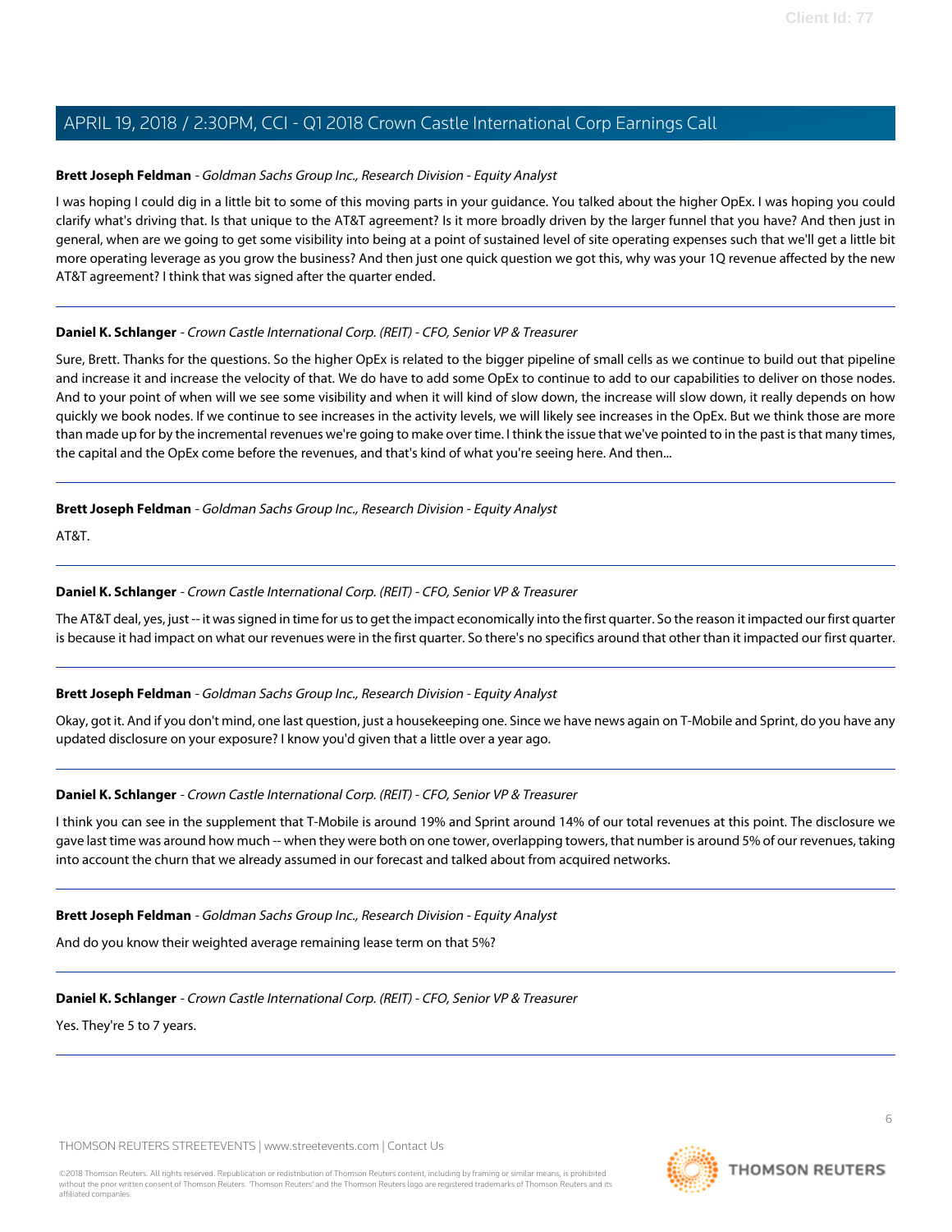**Brett Joseph Feldman** - *Goldman Sachs Group Inc., Research Division - Equity Analyst*

I was hoping I could dig in a little bit to some of this moving parts in your guidance. You talked about the higher OpEx. I was hoping you could clarify what's driving that. Is that unique to the AT&T agreement? Is it more broadly driven by the larger funnel that you have? And then just in general, when are we going to get some visibility into being at a point of sustained level of site operating expenses such that we'll get a little bit more operating leverage as you grow the business? And then just one quick question we got this, why was your 1Q revenue affected by the new AT&T agreement? I think that was signed after the quarter ended.

---

**Daniel K. Schlanger** - *Crown Castle International Corp. (REIT) - CFO, Senior VP & Treasurer*

Sure, Brett. Thanks for the questions. So the higher OpEx is related to the bigger pipeline of small cells as we continue to build out that pipeline and increase it and increase the velocity of that. We do have to add some OpEx to continue to add to our capabilities to deliver on those nodes. And to your point of when will we see some visibility and when it will kind of slow down, the increase will slow down, it really depends on how quickly we book nodes. If we continue to see increases in the activity levels, we will likely see increases in the OpEx. But we think those are more than made up for by the incremental revenues we're going to make over time. I think the issue that we've pointed to in the past is that many times, the capital and the OpEx come before the revenues, and that's kind of what you're seeing here. And then...

---

**Brett Joseph Feldman** - *Goldman Sachs Group Inc., Research Division - Equity Analyst*

AT&T.

---

**Daniel K. Schlanger** - *Crown Castle International Corp. (REIT) - CFO, Senior VP & Treasurer*

The AT&T deal, yes, just -- it was signed in time for us to get the impact economically into the first quarter. So the reason it impacted our first quarter is because it had impact on what our revenues were in the first quarter. So there's no specifics around that other than it impacted our first quarter.

---

**Brett Joseph Feldman** - *Goldman Sachs Group Inc., Research Division - Equity Analyst*

Okay, got it. And if you don't mind, one last question, just a housekeeping one. Since we have news again on T-Mobile and Sprint, do you have any updated disclosure on your exposure? I know you'd given that a little over a year ago.

---

**Daniel K. Schlanger** - *Crown Castle International Corp. (REIT) - CFO, Senior VP & Treasurer*

I think you can see in the supplement that T-Mobile is around 19% and Sprint around 14% of our total revenues at this point. The disclosure we gave last time was around how much -- when they were both on one tower, overlapping towers, that number is around 5% of our revenues, taking into account the churn that we already assumed in our forecast and talked about from acquired networks.

---

**Brett Joseph Feldman** - *Goldman Sachs Group Inc., Research Division - Equity Analyst*

And do you know their weighted average remaining lease term on that 5%?

---

**Daniel K. Schlanger** - *Crown Castle International Corp. (REIT) - CFO, Senior VP & Treasurer*

Yes. They're 5 to 7 years.

---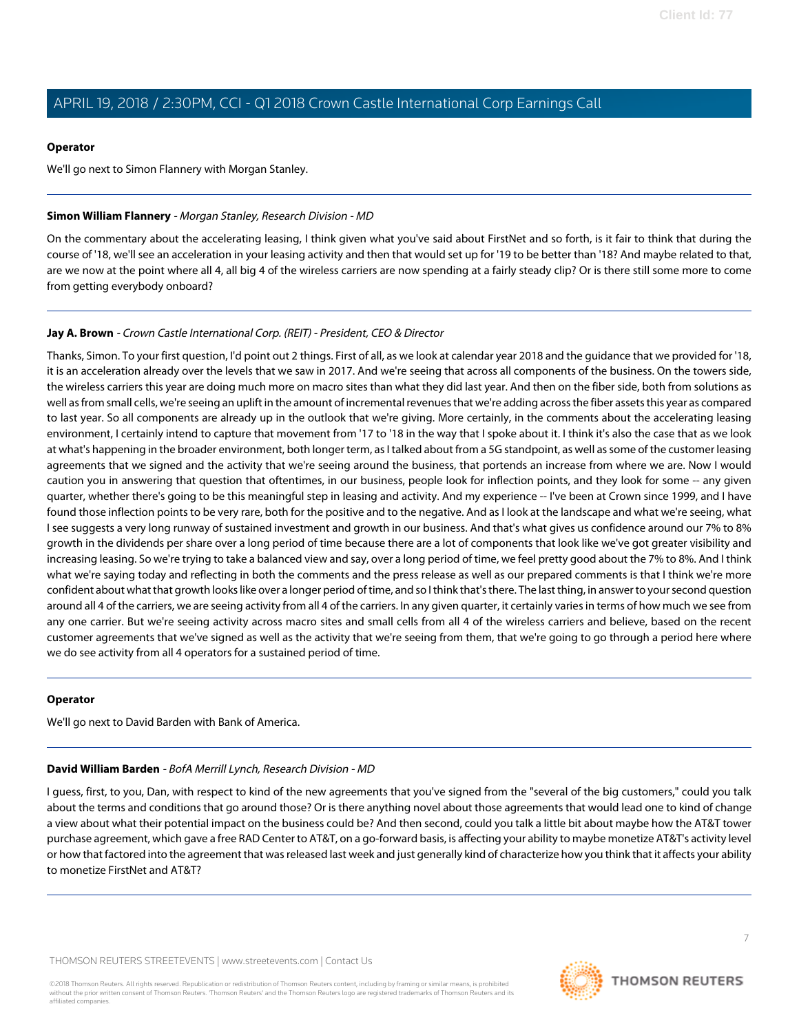**Operator**

We'll go next to Simon Flannery with Morgan Stanley.

---

**Simon William Flannery** - *Morgan Stanley, Research Division - MD*

On the commentary about the accelerating leasing, I think given what you've said about FirstNet and so forth, is it fair to think that during the course of '18, we'll see an acceleration in your leasing activity and then that would set up for '19 to be better than '18? And maybe related to that, are we now at the point where all 4, all big 4 of the wireless carriers are now spending at a fairly steady clip? Or is there still some more to come from getting everybody onboard?

---

**Jay A. Brown** - *Crown Castle International Corp. (REIT) - President, CEO & Director*

Thanks, Simon. To your first question, I'd point out 2 things. First of all, as we look at calendar year 2018 and the guidance that we provided for '18, it is an acceleration already over the levels that we saw in 2017. And we're seeing that across all components of the business. On the towers side, the wireless carriers this year are doing much more on macro sites than what they did last year. And then on the fiber side, both from solutions as well as from small cells, we're seeing an uplift in the amount of incremental revenues that we're adding across the fiber assets this year as compared to last year. So all components are already up in the outlook that we're giving. More certainly, in the comments about the accelerating leasing environment, I certainly intend to capture that movement from '17 to '18 in the way that I spoke about it. I think it's also the case that as we look at what's happening in the broader environment, both longer term, as I talked about from a 5G standpoint, as well as some of the customer leasing agreements that we signed and the activity that we're seeing around the business, that portends an increase from where we are. Now I would caution you in answering that question that oftentimes, in our business, people look for inflection points, and they look for some -- any given quarter, whether there's going to be this meaningful step in leasing and activity. And my experience -- I've been at Crown since 1999, and I have found those inflection points to be very rare, both for the positive and to the negative. And as I look at the landscape and what we're seeing, what I see suggests a very long runway of sustained investment and growth in our business. And that's what gives us confidence around our 7% to 8% growth in the dividends per share over a long period of time because there are a lot of components that look like we've got greater visibility and increasing leasing. So we're trying to take a balanced view and say, over a long period of time, we feel pretty good about the 7% to 8%. And I think what we're saying today and reflecting in both the comments and the press release as well as our prepared comments is that I think we're more confident about what that growth looks like over a longer period of time, and so I think that's there. The last thing, in answer to your second question around all 4 of the carriers, we are seeing activity from all 4 of the carriers. In any given quarter, it certainly varies in terms of how much we see from any one carrier. But we're seeing activity across macro sites and small cells from all 4 of the wireless carriers and believe, based on the recent customer agreements that we've signed as well as the activity that we're seeing from them, that we're going to go through a period here where we do see activity from all 4 operators for a sustained period of time.

---

**Operator**

We'll go next to David Barden with Bank of America.

---

**David William Barden** - *BofA Merrill Lynch, Research Division - MD*

I guess, first, to you, Dan, with respect to kind of the new agreements that you've signed from the "several of the big customers," could you talk about the terms and conditions that go around those? Or is there anything novel about those agreements that would lead one to kind of change a view about what their potential impact on the business could be? And then second, could you talk a little bit about maybe how the AT&T tower purchase agreement, which gave a free RAD Center to AT&T, on a go-forward basis, is affecting your ability to maybe monetize AT&T's activity level or how that factored into the agreement that was released last week and just generally kind of characterize how you think that it affects your ability to monetize FirstNet and AT&T?

---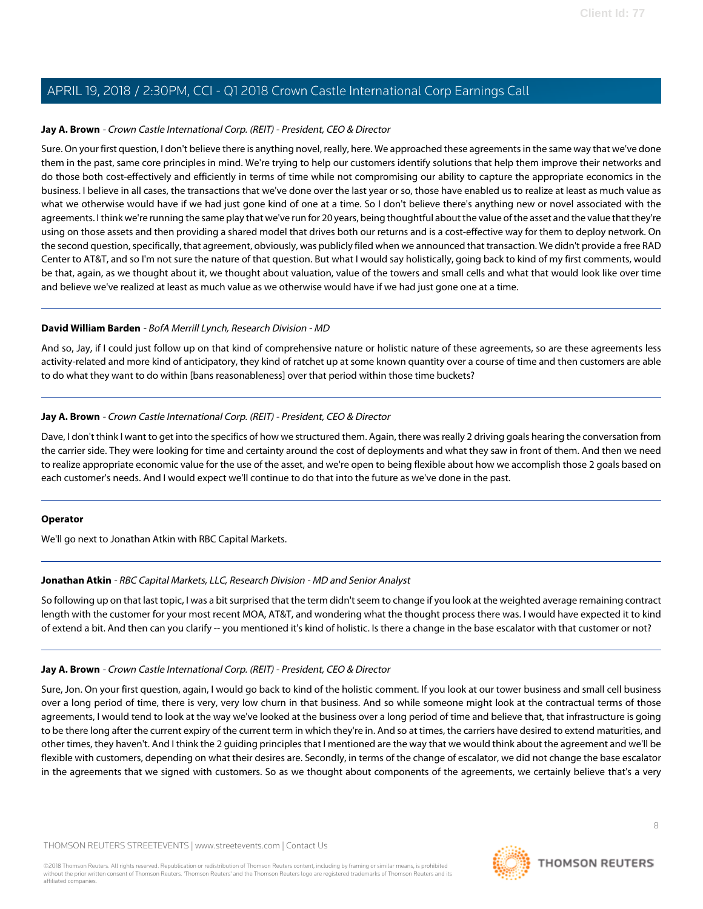**Jay A. Brown** - *Crown Castle International Corp. (REIT) - President, CEO & Director*

Sure. On your first question, I don't believe there is anything novel, really, here. We approached these agreements in the same way that we've done them in the past, same core principles in mind. We're trying to help our customers identify solutions that help them improve their networks and do those both cost-effectively and efficiently in terms of time while not compromising our ability to capture the appropriate economics in the business. I believe in all cases, the transactions that we've done over the last year or so, those have enabled us to realize at least as much value as what we otherwise would have if we had just gone kind of one at a time. So I don't believe there's anything new or novel associated with the agreements. I think we're running the same play that we've run for 20 years, being thoughtful about the value of the asset and the value that they're using on those assets and then providing a shared model that drives both our returns and is a cost-effective way for them to deploy network. On the second question, specifically, that agreement, obviously, was publicly filed when we announced that transaction. We didn't provide a free RAD Center to AT&T, and so I'm not sure the nature of that question. But what I would say holistically, going back to kind of my first comments, would be that, again, as we thought about it, we thought about valuation, value of the towers and small cells and what that would look like over time and believe we've realized at least as much value as we otherwise would have if we had just gone one at a time.

---

**David William Barden** - *BofA Merrill Lynch, Research Division - MD*

And so, Jay, if I could just follow up on that kind of comprehensive nature or holistic nature of these agreements, so are these agreements less activity-related and more kind of anticipatory, they kind of ratchet up at some known quantity over a course of time and then customers are able to do what they want to do within [bans reasonableness] over that period within those time buckets?

---

**Jay A. Brown** - *Crown Castle International Corp. (REIT) - President, CEO & Director*

Dave, I don't think I want to get into the specifics of how we structured them. Again, there was really 2 driving goals hearing the conversation from the carrier side. They were looking for time and certainty around the cost of deployments and what they saw in front of them. And then we need to realize appropriate economic value for the use of the asset, and we're open to being flexible about how we accomplish those 2 goals based on each customer's needs. And I would expect we'll continue to do that into the future as we've done in the past.

---

**Operator**

We'll go next to Jonathan Atkin with RBC Capital Markets.

---

**Jonathan Atkin** - *RBC Capital Markets, LLC, Research Division - MD and Senior Analyst*

So following up on that last topic, I was a bit surprised that the term didn't seem to change if you look at the weighted average remaining contract length with the customer for your most recent MOA, AT&T, and wondering what the thought process there was. I would have expected it to kind of extend a bit. And then can you clarify -- you mentioned it's kind of holistic. Is there a change in the base escalator with that customer or not?

---

**Jay A. Brown** - *Crown Castle International Corp. (REIT) - President, CEO & Director*

Sure, Jon. On your first question, again, I would go back to kind of the holistic comment. If you look at our tower business and small cell business over a long period of time, there is very, very low churn in that business. And so while someone might look at the contractual terms of those agreements, I would tend to look at the way we've looked at the business over a long period of time and believe that, that infrastructure is going to be there long after the current expiry of the current term in which they're in. And so at times, the carriers have desired to extend maturities, and other times, they haven't. And I think the 2 guiding principles that I mentioned are the way that we would think about the agreement and we'll be flexible with customers, depending on what their desires are. Secondly, in terms of the change of escalator, we did not change the base escalator in the agreements that we signed with customers. So as we thought about components of the agreements, we certainly believe that's a very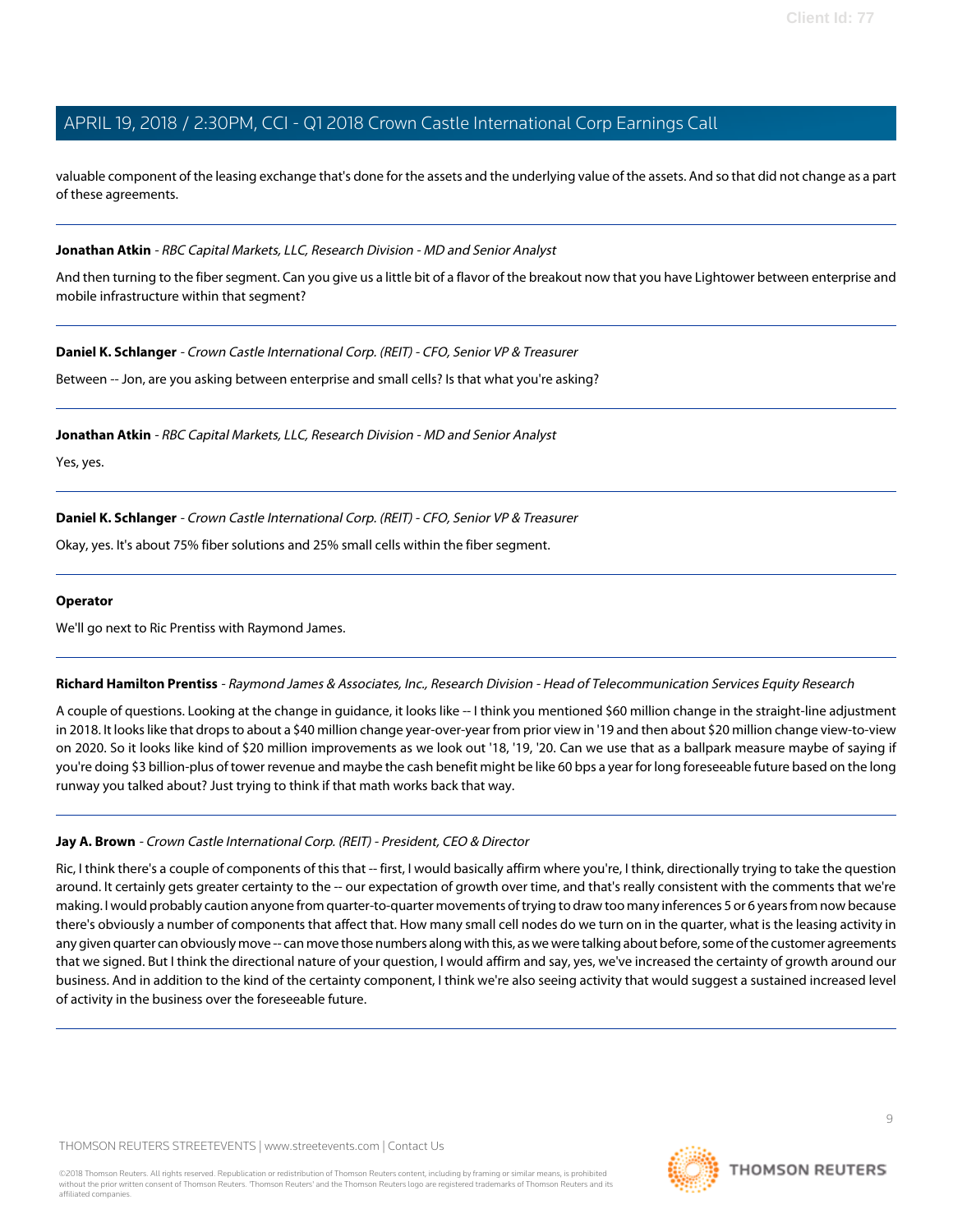valuable component of the leasing exchange that's done for the assets and the underlying value of the assets. And so that did not change as a part of these agreements.

---

**Jonathan Atkin** - *RBC Capital Markets, LLC, Research Division - MD and Senior Analyst*

And then turning to the fiber segment. Can you give us a little bit of a flavor of the breakout now that you have Lightower between enterprise and mobile infrastructure within that segment?

---

**Daniel K. Schlanger** - *Crown Castle International Corp. (REIT) - CFO, Senior VP & Treasurer*

Between -- Jon, are you asking between enterprise and small cells? Is that what you're asking?

---

**Jonathan Atkin** - *RBC Capital Markets, LLC, Research Division - MD and Senior Analyst*

Yes, yes.

---

**Daniel K. Schlanger** - *Crown Castle International Corp. (REIT) - CFO, Senior VP & Treasurer*

Okay, yes. It's about 75% fiber solutions and 25% small cells within the fiber segment.

---

**Operator**

We'll go next to Ric Prentiss with Raymond James.

---

**Richard Hamilton Prentiss** - *Raymond James & Associates, Inc., Research Division - Head of Telecommunication Services Equity Research*

A couple of questions. Looking at the change in guidance, it looks like -- I think you mentioned $60 million change in the straight-line adjustment in 2018. It looks like that drops to about a $40 million change year-over-year from prior view in '19 and then about $20 million change view-to-view on 2020. So it looks like kind of $20 million improvements as we look out '18, '19, '20. Can we use that as a ballpark measure maybe of saying if you're doing $3 billion-plus of tower revenue and maybe the cash benefit might be like 60 bps a year for long foreseeable future based on the long runway you talked about? Just trying to think if that math works back that way.

---

**Jay A. Brown** - *Crown Castle International Corp. (REIT) - President, CEO & Director*

Ric, I think there's a couple of components of this that -- first, I would basically affirm where you're, I think, directionally trying to take the question around. It certainly gets greater certainty to the -- our expectation of growth over time, and that's really consistent with the comments that we're making. I would probably caution anyone from quarter-to-quarter movements of trying to draw too many inferences 5 or 6 years from now because there's obviously a number of components that affect that. How many small cell nodes do we turn on in the quarter, what is the leasing activity in any given quarter can obviously move -- can move those numbers along with this, as we were talking about before, some of the customer agreements that we signed. But I think the directional nature of your question, I would affirm and say, yes, we've increased the certainty of growth around our business. And in addition to the kind of the certainty component, I think we're also seeing activity that would suggest a sustained increased level of activity in the business over the foreseeable future.

---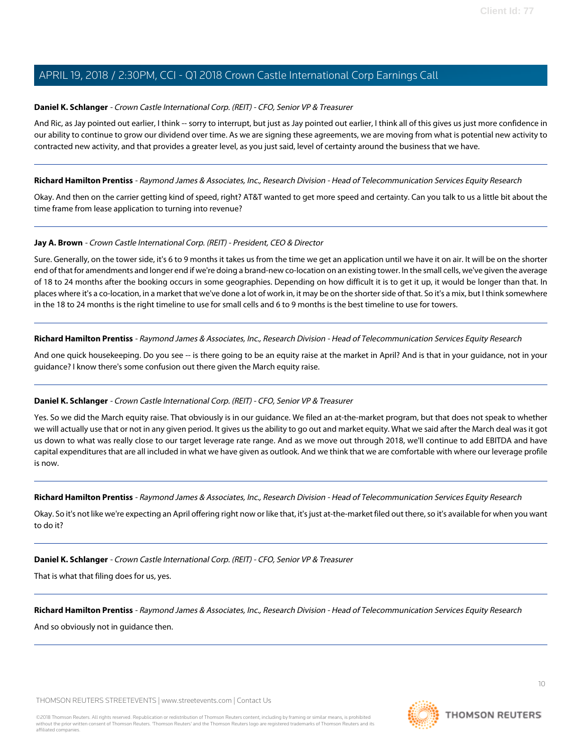**Daniel K. Schlanger** - *Crown Castle International Corp. (REIT) - CFO, Senior VP & Treasurer*

And Ric, as Jay pointed out earlier, I think -- sorry to interrupt, but just as Jay pointed out earlier, I think all of this gives us just more confidence in our ability to continue to grow our dividend over time. As we are signing these agreements, we are moving from what is potential new activity to contracted new activity, and that provides a greater level, as you just said, level of certainty around the business that we have.

---

**Richard Hamilton Prentiss** - *Raymond James & Associates, Inc., Research Division - Head of Telecommunication Services Equity Research*

Okay. And then on the carrier getting kind of speed, right? AT&T wanted to get more speed and certainty. Can you talk to us a little bit about the time frame from lease application to turning into revenue?

---

**Jay A. Brown** - *Crown Castle International Corp. (REIT) - President, CEO & Director*

Sure. Generally, on the tower side, it's 6 to 9 months it takes us from the time we get an application until we have it on air. It will be on the shorter end of that for amendments and longer end if we're doing a brand-new co-location on an existing tower. In the small cells, we've given the average of 18 to 24 months after the booking occurs in some geographies. Depending on how difficult it is to get it up, it would be longer than that. In places where it's a co-location, in a market that we've done a lot of work in, it may be on the shorter side of that. So it's a mix, but I think somewhere in the 18 to 24 months is the right timeline to use for small cells and 6 to 9 months is the best timeline to use for towers.

---

**Richard Hamilton Prentiss** - *Raymond James & Associates, Inc., Research Division - Head of Telecommunication Services Equity Research*

And one quick housekeeping. Do you see -- is there going to be an equity raise at the market in April? And is that in your guidance, not in your guidance? I know there's some confusion out there given the March equity raise.

---

**Daniel K. Schlanger** - *Crown Castle International Corp. (REIT) - CFO, Senior VP & Treasurer*

Yes. So we did the March equity raise. That obviously is in our guidance. We filed an at-the-market program, but that does not speak to whether we will actually use that or not in any given period. It gives us the ability to go out and market equity. What we said after the March deal was it got us down to what was really close to our target leverage rate range. And as we move out through 2018, we'll continue to add EBITDA and have capital expenditures that are all included in what we have given as outlook. And we think that we are comfortable with where our leverage profile is now.

---

**Richard Hamilton Prentiss** - *Raymond James & Associates, Inc., Research Division - Head of Telecommunication Services Equity Research*

Okay. So it's not like we're expecting an April offering right now or like that, it's just at-the-market filed out there, so it's available for when you want to do it?

---

**Daniel K. Schlanger** - *Crown Castle International Corp. (REIT) - CFO, Senior VP & Treasurer*

That is what that filing does for us, yes.

---

**Richard Hamilton Prentiss** - *Raymond James & Associates, Inc., Research Division - Head of Telecommunication Services Equity Research*

And so obviously not in guidance then.

---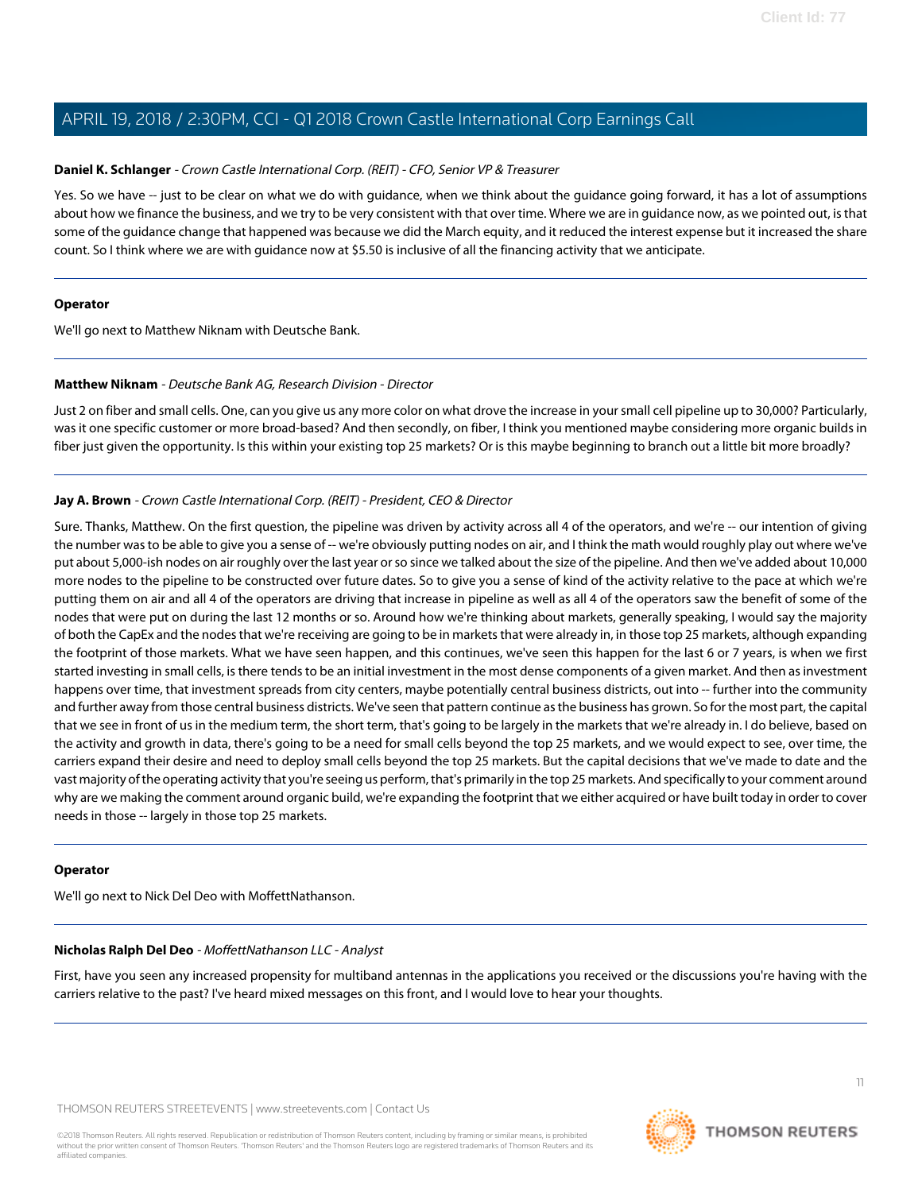**Daniel K. Schlanger** - *Crown Castle International Corp. (REIT) - CFO, Senior VP & Treasurer*

Yes. So we have -- just to be clear on what we do with guidance, when we think about the guidance going forward, it has a lot of assumptions about how we finance the business, and we try to be very consistent with that over time. Where we are in guidance now, as we pointed out, is that some of the guidance change that happened was because we did the March equity, and it reduced the interest expense but it increased the share count. So I think where we are with guidance now at $5.50 is inclusive of all the financing activity that we anticipate.

---

**Operator**

We'll go next to Matthew Niknam with Deutsche Bank.

---

**Matthew Niknam** - *Deutsche Bank AG, Research Division - Director*

Just 2 on fiber and small cells. One, can you give us any more color on what drove the increase in your small cell pipeline up to 30,000? Particularly, was it one specific customer or more broad-based? And then secondly, on fiber, I think you mentioned maybe considering more organic builds in fiber just given the opportunity. Is this within your existing top 25 markets? Or is this maybe beginning to branch out a little bit more broadly?

---

**Jay A. Brown** - *Crown Castle International Corp. (REIT) - President, CEO & Director*

Sure. Thanks, Matthew. On the first question, the pipeline was driven by activity across all 4 of the operators, and we're -- our intention of giving the number was to be able to give you a sense of -- we're obviously putting nodes on air, and I think the math would roughly play out where we've put about 5,000-ish nodes on air roughly over the last year or so since we talked about the size of the pipeline. And then we've added about 10,000 more nodes to the pipeline to be constructed over future dates. So to give you a sense of kind of the activity relative to the pace at which we're putting them on air and all 4 of the operators are driving that increase in pipeline as well as all 4 of the operators saw the benefit of some of the nodes that were put on during the last 12 months or so. Around how we're thinking about markets, generally speaking, I would say the majority of both the CapEx and the nodes that we're receiving are going to be in markets that were already in, in those top 25 markets, although expanding the footprint of those markets. What we have seen happen, and this continues, we've seen this happen for the last 6 or 7 years, is when we first started investing in small cells, is there tends to be an initial investment in the most dense components of a given market. And then as investment happens over time, that investment spreads from city centers, maybe potentially central business districts, out into -- further into the community and further away from those central business districts. We've seen that pattern continue as the business has grown. So for the most part, the capital that we see in front of us in the medium term, the short term, that's going to be largely in the markets that we're already in. I do believe, based on the activity and growth in data, there's going to be a need for small cells beyond the top 25 markets, and we would expect to see, over time, the carriers expand their desire and need to deploy small cells beyond the top 25 markets. But the capital decisions that we've made to date and the vast majority of the operating activity that you're seeing us perform, that's primarily in the top 25 markets. And specifically to your comment around why are we making the comment around organic build, we're expanding the footprint that we either acquired or have built today in order to cover needs in those -- largely in those top 25 markets.

---

**Operator**

We'll go next to Nick Del Deo with MoffettNathanson.

---

**Nicholas Ralph Del Deo** - *MoffettNathanson LLC - Analyst*

First, have you seen any increased propensity for multiband antennas in the applications you received or the discussions you're having with the carriers relative to the past? I've heard mixed messages on this front, and I would love to hear your thoughts.

---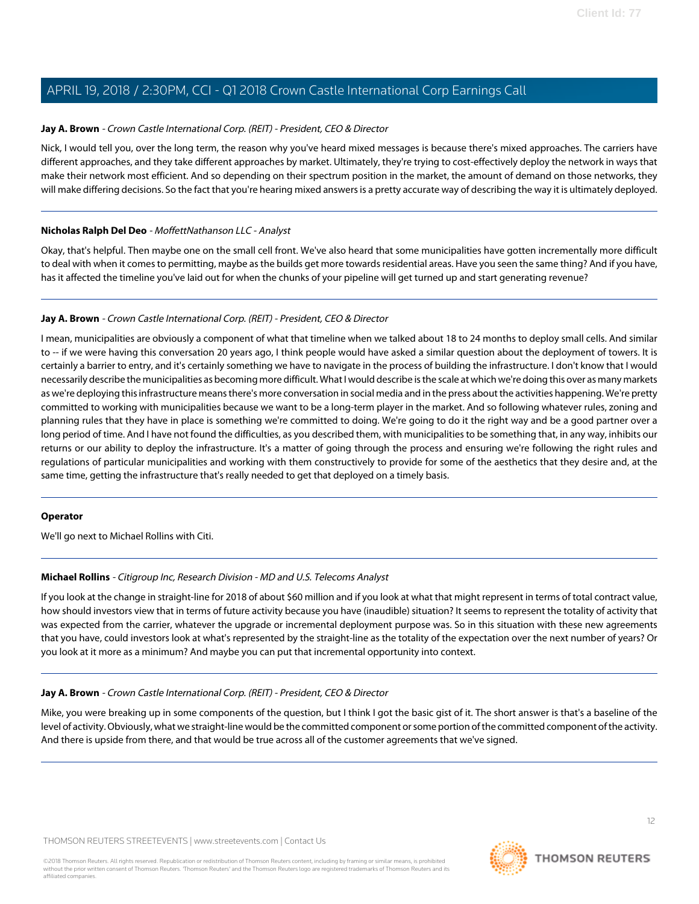**Jay A. Brown** - *Crown Castle International Corp. (REIT) - President, CEO & Director*

Nick, I would tell you, over the long term, the reason why you've heard mixed messages is because there's mixed approaches. The carriers have different approaches, and they take different approaches by market. Ultimately, they're trying to cost-effectively deploy the network in ways that make their network most efficient. And so depending on their spectrum position in the market, the amount of demand on those networks, they will make differing decisions. So the fact that you're hearing mixed answers is a pretty accurate way of describing the way it is ultimately deployed.

---

**Nicholas Ralph Del Deo** - *MoffettNathanson LLC - Analyst*

Okay, that's helpful. Then maybe one on the small cell front. We've also heard that some municipalities have gotten incrementally more difficult to deal with when it comes to permitting, maybe as the builds get more towards residential areas. Have you seen the same thing? And if you have, has it affected the timeline you've laid out for when the chunks of your pipeline will get turned up and start generating revenue?

---

**Jay A. Brown** - *Crown Castle International Corp. (REIT) - President, CEO & Director*

I mean, municipalities are obviously a component of what that timeline when we talked about 18 to 24 months to deploy small cells. And similar to -- if we were having this conversation 20 years ago, I think people would have asked a similar question about the deployment of towers. It is certainly a barrier to entry, and it's certainly something we have to navigate in the process of building the infrastructure. I don't know that I would necessarily describe the municipalities as becoming more difficult. What I would describe is the scale at which we're doing this over as many markets as we're deploying this infrastructure means there's more conversation in social media and in the press about the activities happening. We're pretty committed to working with municipalities because we want to be a long-term player in the market. And so following whatever rules, zoning and planning rules that they have in place is something we're committed to doing. We're going to do it the right way and be a good partner over a long period of time. And I have not found the difficulties, as you described them, with municipalities to be something that, in any way, inhibits our returns or our ability to deploy the infrastructure. It's a matter of going through the process and ensuring we're following the right rules and regulations of particular municipalities and working with them constructively to provide for some of the aesthetics that they desire and, at the same time, getting the infrastructure that's really needed to get that deployed on a timely basis.

---

**Operator**

We'll go next to Michael Rollins with Citi.

---

**Michael Rollins** - *Citigroup Inc, Research Division - MD and U.S. Telecoms Analyst*

If you look at the change in straight-line for 2018 of about $60 million and if you look at what that might represent in terms of total contract value, how should investors view that in terms of future activity because you have (inaudible) situation? It seems to represent the totality of activity that was expected from the carrier, whatever the upgrade or incremental deployment purpose was. So in this situation with these new agreements that you have, could investors look at what's represented by the straight-line as the totality of the expectation over the next number of years? Or you look at it more as a minimum? And maybe you can put that incremental opportunity into context.

---

**Jay A. Brown** - *Crown Castle International Corp. (REIT) - President, CEO & Director*

Mike, you were breaking up in some components of the question, but I think I got the basic gist of it. The short answer is that's a baseline of the level of activity. Obviously, what we straight-line would be the committed component or some portion of the committed component of the activity. And there is upside from there, and that would be true across all of the customer agreements that we've signed.

---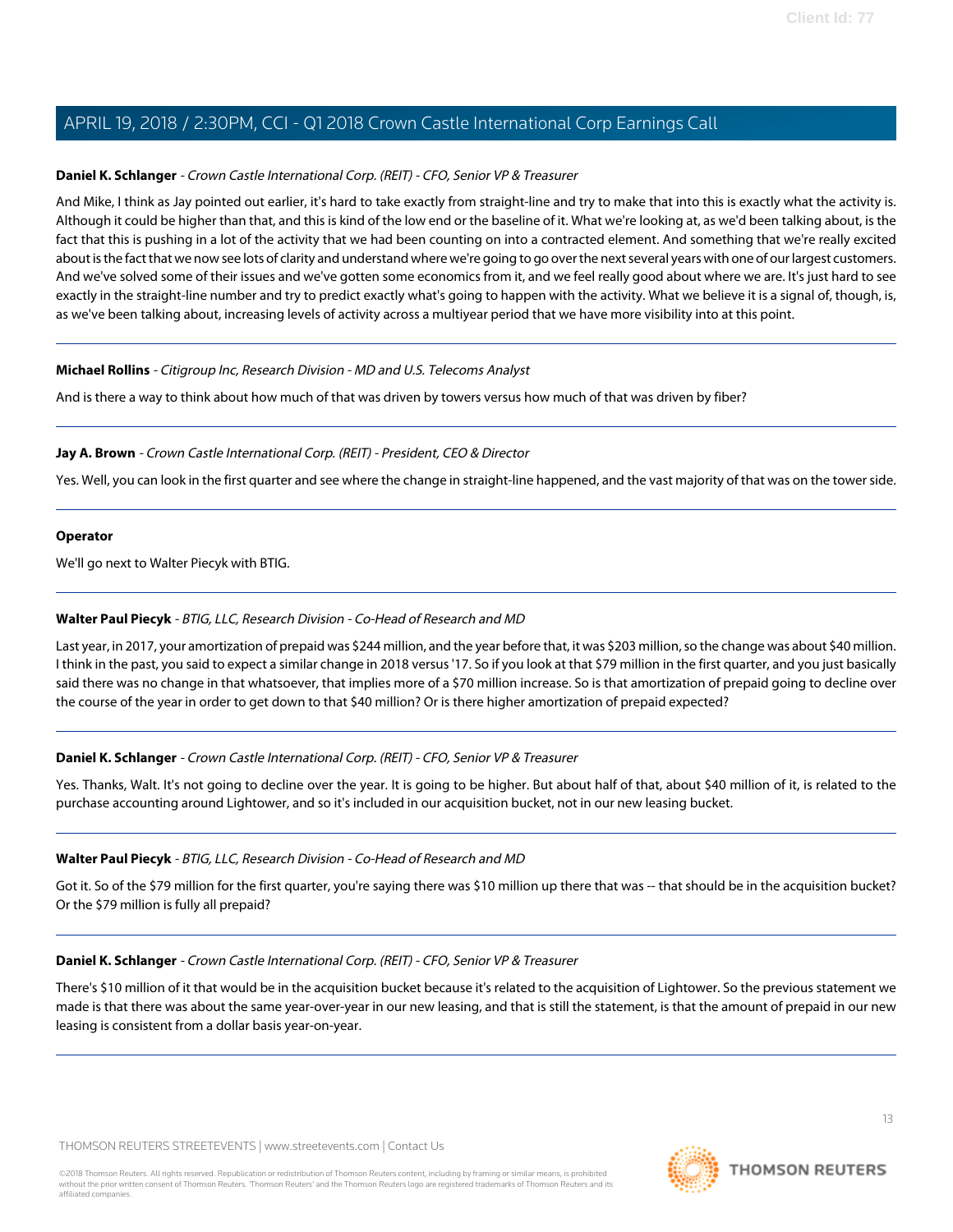**Daniel K. Schlanger** - *Crown Castle International Corp. (REIT) - CFO, Senior VP & Treasurer*

And Mike, I think as Jay pointed out earlier, it's hard to take exactly from straight-line and try to make that into this is exactly what the activity is. Although it could be higher than that, and this is kind of the low end or the baseline of it. What we're looking at, as we'd been talking about, is the fact that this is pushing in a lot of the activity that we had been counting on into a contracted element. And something that we're really excited about is the fact that we now see lots of clarity and understand where we're going to go over the next several years with one of our largest customers. And we've solved some of their issues and we've gotten some economics from it, and we feel really good about where we are. It's just hard to see exactly in the straight-line number and try to predict exactly what's going to happen with the activity. What we believe it is a signal of, though, is, as we've been talking about, increasing levels of activity across a multiyear period that we have more visibility into at this point.

---

**Michael Rollins** - *Citigroup Inc, Research Division - MD and U.S. Telecoms Analyst*

And is there a way to think about how much of that was driven by towers versus how much of that was driven by fiber?

---

**Jay A. Brown** - *Crown Castle International Corp. (REIT) - President, CEO & Director*

Yes. Well, you can look in the first quarter and see where the change in straight-line happened, and the vast majority of that was on the tower side.

---

**Operator**

We'll go next to Walter Piecyk with BTIG.

---

**Walter Paul Piecyk** - *BTIG, LLC, Research Division - Co-Head of Research and MD*

Last year, in 2017, your amortization of prepaid was $244 million, and the year before that, it was $203 million, so the change was about $40 million. I think in the past, you said to expect a similar change in 2018 versus '17. So if you look at that $79 million in the first quarter, and you just basically said there was no change in that whatsoever, that implies more of a $70 million increase. So is that amortization of prepaid going to decline over the course of the year in order to get down to that $40 million? Or is there higher amortization of prepaid expected?

---

**Daniel K. Schlanger** - *Crown Castle International Corp. (REIT) - CFO, Senior VP & Treasurer*

Yes. Thanks, Walt. It's not going to decline over the year. It is going to be higher. But about half of that, about $40 million of it, is related to the purchase accounting around Lightower, and so it's included in our acquisition bucket, not in our new leasing bucket.

---

**Walter Paul Piecyk** - *BTIG, LLC, Research Division - Co-Head of Research and MD*

Got it. So of the $79 million for the first quarter, you're saying there was $10 million up there that was -- that should be in the acquisition bucket? Or the $79 million is fully all prepaid?

---

**Daniel K. Schlanger** - *Crown Castle International Corp. (REIT) - CFO, Senior VP & Treasurer*

There's $10 million of it that would be in the acquisition bucket because it's related to the acquisition of Lightower. So the previous statement we made is that there was about the same year-over-year in our new leasing, and that is still the statement, is that the amount of prepaid in our new leasing is consistent from a dollar basis year-on-year.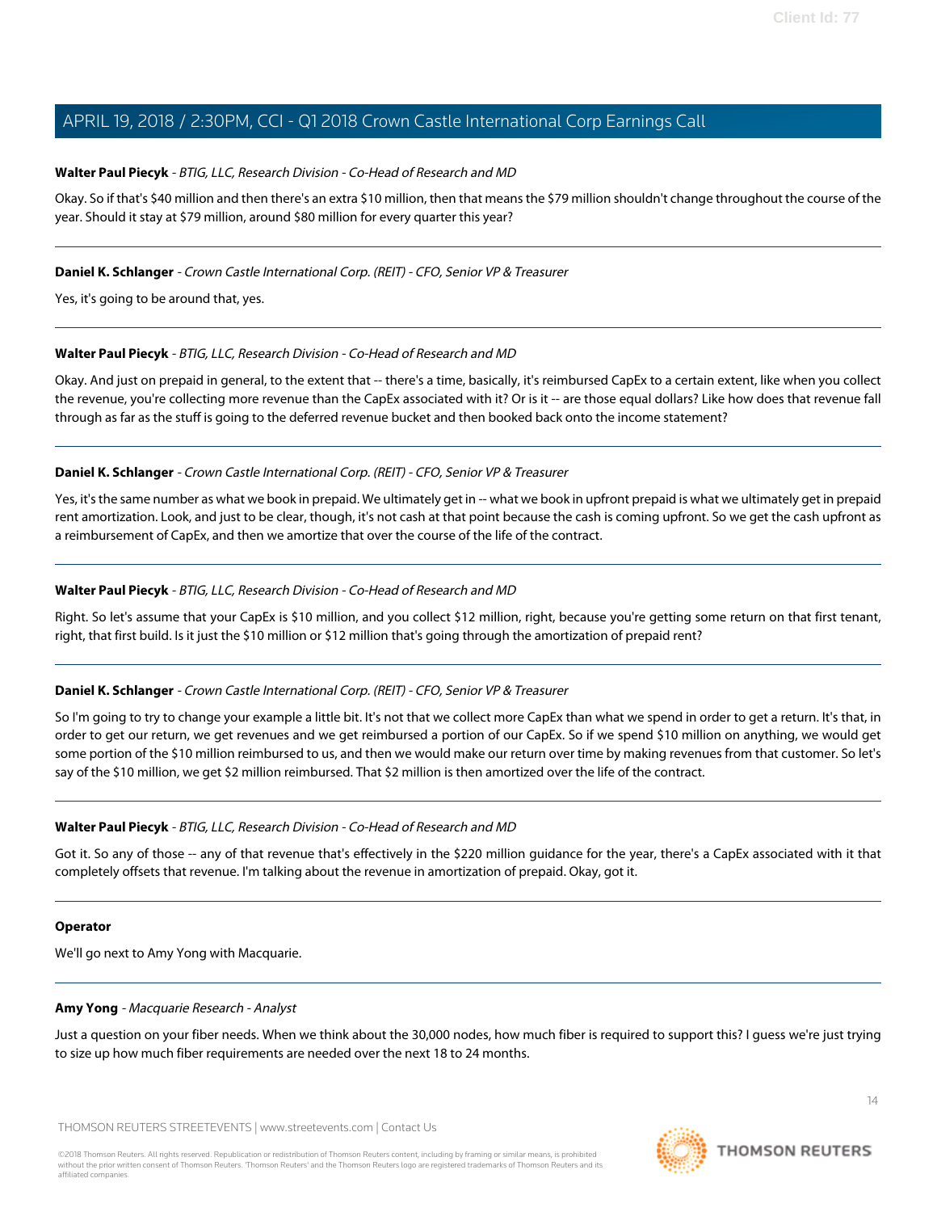**Walter Paul Piecyk** - *BTIG, LLC, Research Division - Co-Head of Research and MD*

Okay. So if that's $40 million and then there's an extra $10 million, then that means the $79 million shouldn't change throughout the course of the year. Should it stay at $79 million, around $80 million for every quarter this year?

---

**Daniel K. Schlanger** - *Crown Castle International Corp. (REIT) - CFO, Senior VP & Treasurer*

Yes, it's going to be around that, yes.

---

**Walter Paul Piecyk** - *BTIG, LLC, Research Division - Co-Head of Research and MD*

Okay. And just on prepaid in general, to the extent that -- there's a time, basically, it's reimbursed CapEx to a certain extent, like when you collect the revenue, you're collecting more revenue than the CapEx associated with it? Or is it -- are those equal dollars? Like how does that revenue fall through as far as the stuff is going to the deferred revenue bucket and then booked back onto the income statement?

---

**Daniel K. Schlanger** - *Crown Castle International Corp. (REIT) - CFO, Senior VP & Treasurer*

Yes, it's the same number as what we book in prepaid. We ultimately get in -- what we book in upfront prepaid is what we ultimately get in prepaid rent amortization. Look, and just to be clear, though, it's not cash at that point because the cash is coming upfront. So we get the cash upfront as a reimbursement of CapEx, and then we amortize that over the course of the life of the contract.

---

**Walter Paul Piecyk** - *BTIG, LLC, Research Division - Co-Head of Research and MD*

Right. So let's assume that your CapEx is $10 million, and you collect $12 million, right, because you're getting some return on that first tenant, right, that first build. Is it just the $10 million or $12 million that's going through the amortization of prepaid rent?

---

**Daniel K. Schlanger** - *Crown Castle International Corp. (REIT) - CFO, Senior VP & Treasurer*

So I'm going to try to change your example a little bit. It's not that we collect more CapEx than what we spend in order to get a return. It's that, in order to get our return, we get revenues and we get reimbursed a portion of our CapEx. So if we spend $10 million on anything, we would get some portion of the $10 million reimbursed to us, and then we would make our return over time by making revenues from that customer. So let's say of the $10 million, we get $2 million reimbursed. That $2 million is then amortized over the life of the contract.

---

**Walter Paul Piecyk** - *BTIG, LLC, Research Division - Co-Head of Research and MD*

Got it. So any of those -- any of that revenue that's effectively in the $220 million guidance for the year, there's a CapEx associated with it that completely offsets that revenue. I'm talking about the revenue in amortization of prepaid. Okay, got it.

---

**Operator**

We'll go next to Amy Yong with Macquarie.

---

**Amy Yong** - *Macquarie Research - Analyst*

Just a question on your fiber needs. When we think about the 30,000 nodes, how much fiber is required to support this? I guess we're just trying to size up how much fiber requirements are needed over the next 18 to 24 months.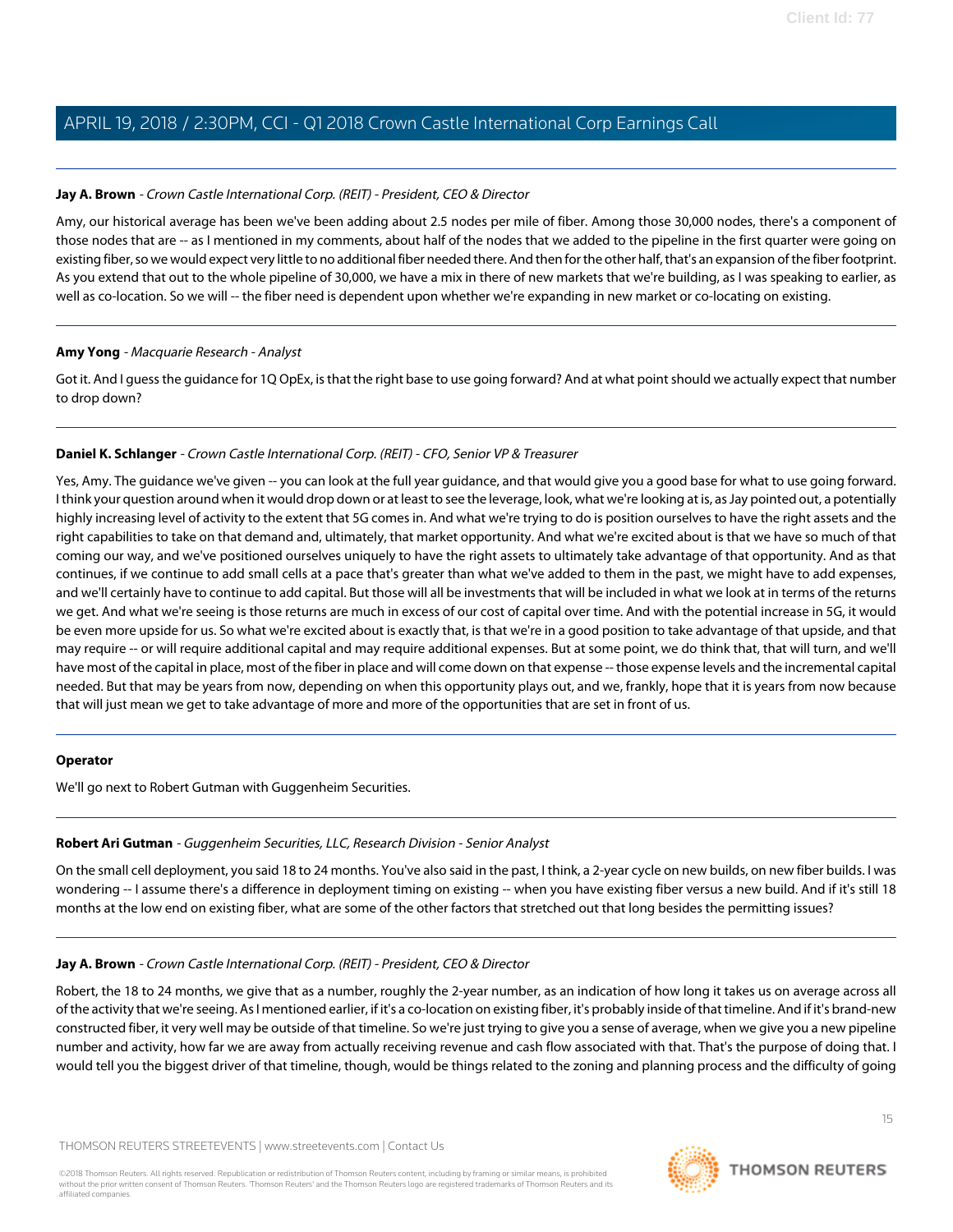**Jay A. Brown** - *Crown Castle International Corp. (REIT) - President, CEO & Director*

Amy, our historical average has been we've been adding about 2.5 nodes per mile of fiber. Among those 30,000 nodes, there's a component of those nodes that are -- as I mentioned in my comments, about half of the nodes that we added to the pipeline in the first quarter were going on existing fiber, so we would expect very little to no additional fiber needed there. And then for the other half, that's an expansion of the fiber footprint. As you extend that out to the whole pipeline of 30,000, we have a mix in there of new markets that we're building, as I was speaking to earlier, as well as co-location. So we will -- the fiber need is dependent upon whether we're expanding in new market or co-locating on existing.

---

**Amy Yong** - *Macquarie Research - Analyst*

Got it. And I guess the guidance for 1Q OpEx, is that the right base to use going forward? And at what point should we actually expect that number to drop down?

---

**Daniel K. Schlanger** - *Crown Castle International Corp. (REIT) - CFO, Senior VP & Treasurer*

Yes, Amy. The guidance we've given -- you can look at the full year guidance, and that would give you a good base for what to use going forward. I think your question around when it would drop down or at least to see the leverage, look, what we're looking at is, as Jay pointed out, a potentially highly increasing level of activity to the extent that 5G comes in. And what we're trying to do is position ourselves to have the right assets and the right capabilities to take on that demand and, ultimately, that market opportunity. And what we're excited about is that we have so much of that coming our way, and we've positioned ourselves uniquely to have the right assets to ultimately take advantage of that opportunity. And as that continues, if we continue to add small cells at a pace that's greater than what we've added to them in the past, we might have to add expenses, and we'll certainly have to continue to add capital. But those will all be investments that will be included in what we look at in terms of the returns we get. And what we're seeing is those returns are much in excess of our cost of capital over time. And with the potential increase in 5G, it would be even more upside for us. So what we're excited about is exactly that, is that we're in a good position to take advantage of that upside, and that may require -- or will require additional capital and may require additional expenses. But at some point, we do think that, that will turn, and we'll have most of the capital in place, most of the fiber in place and will come down on that expense -- those expense levels and the incremental capital needed. But that may be years from now, depending on when this opportunity plays out, and we, frankly, hope that it is years from now because that will just mean we get to take advantage of more and more of the opportunities that are set in front of us.

---

**Operator**

We'll go next to Robert Gutman with Guggenheim Securities.

---

**Robert Ari Gutman** - *Guggenheim Securities, LLC, Research Division - Senior Analyst*

On the small cell deployment, you said 18 to 24 months. You've also said in the past, I think, a 2-year cycle on new builds, on new fiber builds. I was wondering -- I assume there's a difference in deployment timing on existing -- when you have existing fiber versus a new build. And if it's still 18 months at the low end on existing fiber, what are some of the other factors that stretched out that long besides the permitting issues?

---

**Jay A. Brown** - *Crown Castle International Corp. (REIT) - President, CEO & Director*

Robert, the 18 to 24 months, we give that as a number, roughly the 2-year number, as an indication of how long it takes us on average across all of the activity that we're seeing. As I mentioned earlier, if it's a co-location on existing fiber, it's probably inside of that timeline. And if it's brand-new constructed fiber, it very well may be outside of that timeline. So we're just trying to give you a sense of average, when we give you a new pipeline number and activity, how far we are away from actually receiving revenue and cash flow associated with that. That's the purpose of doing that. I would tell you the biggest driver of that timeline, though, would be things related to the zoning and planning process and the difficulty of going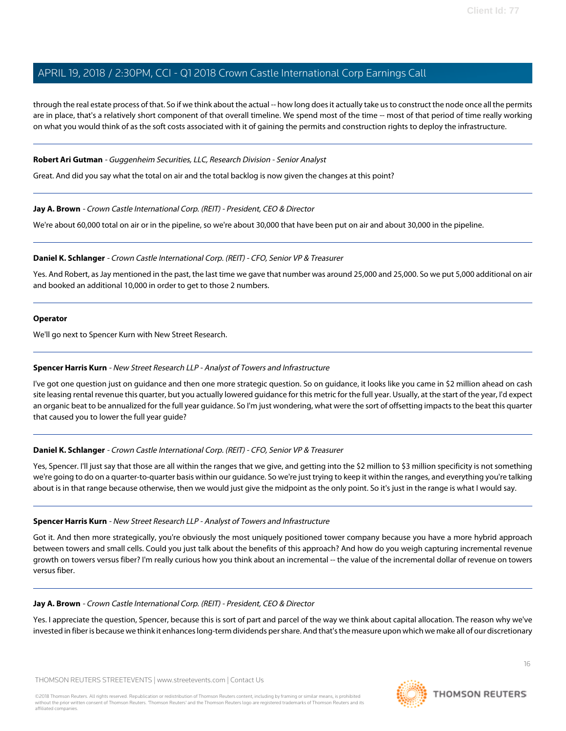through the real estate process of that. So if we think about the actual -- how long does it actually take us to construct the node once all the permits are in place, that's a relatively short component of that overall timeline. We spend most of the time -- most of that period of time really working on what you would think of as the soft costs associated with it of gaining the permits and construction rights to deploy the infrastructure.

---

**Robert Ari Gutman** - *Guggenheim Securities, LLC, Research Division - Senior Analyst*

Great. And did you say what the total on air and the total backlog is now given the changes at this point?

---

**Jay A. Brown** - *Crown Castle International Corp. (REIT) - President, CEO & Director*

We're about 60,000 total on air or in the pipeline, so we're about 30,000 that have been put on air and about 30,000 in the pipeline.

---

**Daniel K. Schlanger** - *Crown Castle International Corp. (REIT) - CFO, Senior VP & Treasurer*

Yes. And Robert, as Jay mentioned in the past, the last time we gave that number was around 25,000 and 25,000. So we put 5,000 additional on air and booked an additional 10,000 in order to get to those 2 numbers.

---

**Operator**

We'll go next to Spencer Kurn with New Street Research.

---

**Spencer Harris Kurn** - *New Street Research LLP - Analyst of Towers and Infrastructure*

I've got one question just on guidance and then one more strategic question. So on guidance, it looks like you came in $2 million ahead on cash site leasing rental revenue this quarter, but you actually lowered guidance for this metric for the full year. Usually, at the start of the year, I'd expect an organic beat to be annualized for the full year guidance. So I'm just wondering, what were the sort of offsetting impacts to the beat this quarter that caused you to lower the full year guide?

---

**Daniel K. Schlanger** - *Crown Castle International Corp. (REIT) - CFO, Senior VP & Treasurer*

Yes, Spencer. I'll just say that those are all within the ranges that we give, and getting into the $2 million to $3 million specificity is not something we're going to do on a quarter-to-quarter basis within our guidance. So we're just trying to keep it within the ranges, and everything you're talking about is in that range because otherwise, then we would just give the midpoint as the only point. So it's just in the range is what I would say.

---

**Spencer Harris Kurn** - *New Street Research LLP - Analyst of Towers and Infrastructure*

Got it. And then more strategically, you're obviously the most uniquely positioned tower company because you have a more hybrid approach between towers and small cells. Could you just talk about the benefits of this approach? And how do you weigh capturing incremental revenue growth on towers versus fiber? I'm really curious how you think about an incremental -- the value of the incremental dollar of revenue on towers versus fiber.

---

**Jay A. Brown** - *Crown Castle International Corp. (REIT) - President, CEO & Director*

Yes. I appreciate the question, Spencer, because this is sort of part and parcel of the way we think about capital allocation. The reason why we've invested in fiber is because we think it enhances long-term dividends per share. And that's the measure upon which we make all of our discretionary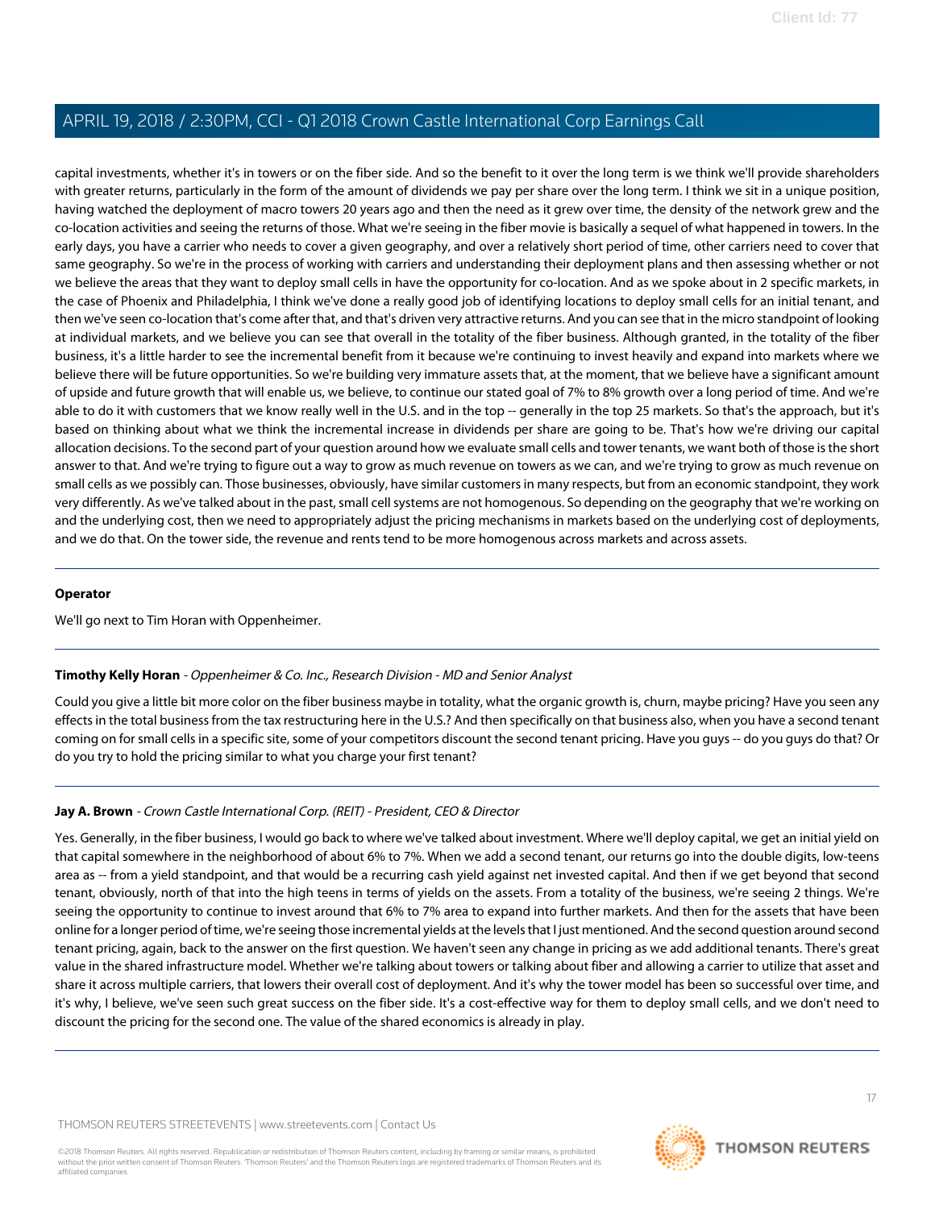capital investments, whether it's in towers or on the fiber side. And so the benefit to it over the long term is we think we'll provide shareholders with greater returns, particularly in the form of the amount of dividends we pay per share over the long term. I think we sit in a unique position, having watched the deployment of macro towers 20 years ago and then the need as it grew over time, the density of the network grew and the co-location activities and seeing the returns of those. What we're seeing in the fiber movie is basically a sequel of what happened in towers. In the early days, you have a carrier who needs to cover a given geography, and over a relatively short period of time, other carriers need to cover that same geography. So we're in the process of working with carriers and understanding their deployment plans and then assessing whether or not we believe the areas that they want to deploy small cells in have the opportunity for co-location. And as we spoke about in 2 specific markets, in the case of Phoenix and Philadelphia, I think we've done a really good job of identifying locations to deploy small cells for an initial tenant, and then we've seen co-location that's come after that, and that's driven very attractive returns. And you can see that in the micro standpoint of looking at individual markets, and we believe you can see that overall in the totality of the fiber business. Although granted, in the totality of the fiber business, it's a little harder to see the incremental benefit from it because we're continuing to invest heavily and expand into markets where we believe there will be future opportunities. So we're building very immature assets that, at the moment, that we believe have a significant amount of upside and future growth that will enable us, we believe, to continue our stated goal of 7% to 8% growth over a long period of time. And we're able to do it with customers that we know really well in the U.S. and in the top -- generally in the top 25 markets. So that's the approach, but it's based on thinking about what we think the incremental increase in dividends per share are going to be. That's how we're driving our capital allocation decisions. To the second part of your question around how we evaluate small cells and tower tenants, we want both of those is the short answer to that. And we're trying to figure out a way to grow as much revenue on towers as we can, and we're trying to grow as much revenue on small cells as we possibly can. Those businesses, obviously, have similar customers in many respects, but from an economic standpoint, they work very differently. As we've talked about in the past, small cell systems are not homogenous. So depending on the geography that we're working on and the underlying cost, then we need to appropriately adjust the pricing mechanisms in markets based on the underlying cost of deployments, and we do that. On the tower side, the revenue and rents tend to be more homogenous across markets and across assets.

---

**Operator**

We'll go next to Tim Horan with Oppenheimer.

---

**Timothy Kelly Horan** - *Oppenheimer & Co. Inc., Research Division - MD and Senior Analyst*

Could you give a little bit more color on the fiber business maybe in totality, what the organic growth is, churn, maybe pricing? Have you seen any effects in the total business from the tax restructuring here in the U.S.? And then specifically on that business also, when you have a second tenant coming on for small cells in a specific site, some of your competitors discount the second tenant pricing. Have you guys -- do you guys do that? Or do you try to hold the pricing similar to what you charge your first tenant?

---

**Jay A. Brown** - *Crown Castle International Corp. (REIT) - President, CEO & Director*

Yes. Generally, in the fiber business, I would go back to where we've talked about investment. Where we'll deploy capital, we get an initial yield on that capital somewhere in the neighborhood of about 6% to 7%. When we add a second tenant, our returns go into the double digits, low-teens area as -- from a yield standpoint, and that would be a recurring cash yield against net invested capital. And then if we get beyond that second tenant, obviously, north of that into the high teens in terms of yields on the assets. From a totality of the business, we're seeing 2 things. We're seeing the opportunity to continue to invest around that 6% to 7% area to expand into further markets. And then for the assets that have been online for a longer period of time, we're seeing those incremental yields at the levels that I just mentioned. And the second question around second tenant pricing, again, back to the answer on the first question. We haven't seen any change in pricing as we add additional tenants. There's great value in the shared infrastructure model. Whether we're talking about towers or talking about fiber and allowing a carrier to utilize that asset and share it across multiple carriers, that lowers their overall cost of deployment. And it's why the tower model has been so successful over time, and it's why, I believe, we've seen such great success on the fiber side. It's a cost-effective way for them to deploy small cells, and we don't need to discount the pricing for the second one. The value of the shared economics is already in play.

---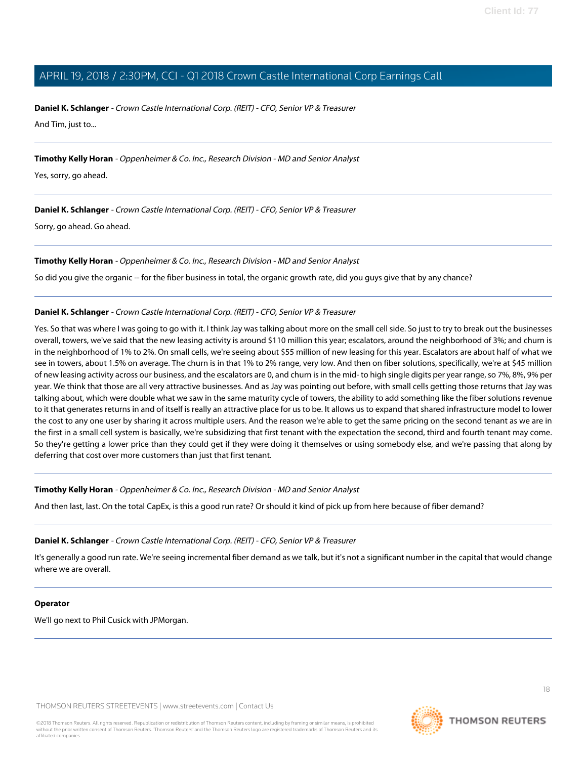**Daniel K. Schlanger** - *Crown Castle International Corp. (REIT) - CFO, Senior VP & Treasurer*

And Tim, just to...

---

**Timothy Kelly Horan** - *Oppenheimer & Co. Inc., Research Division - MD and Senior Analyst*

Yes, sorry, go ahead.

---

**Daniel K. Schlanger** - *Crown Castle International Corp. (REIT) - CFO, Senior VP & Treasurer*

Sorry, go ahead. Go ahead.

---

**Timothy Kelly Horan** - *Oppenheimer & Co. Inc., Research Division - MD and Senior Analyst*

So did you give the organic -- for the fiber business in total, the organic growth rate, did you guys give that by any chance?

---

**Daniel K. Schlanger** - *Crown Castle International Corp. (REIT) - CFO, Senior VP & Treasurer*

Yes. So that was where I was going to go with it. I think Jay was talking about more on the small cell side. So just to try to break out the businesses overall, towers, we've said that the new leasing activity is around $110 million this year; escalators, around the neighborhood of 3%; and churn is in the neighborhood of 1% to 2%. On small cells, we're seeing about $55 million of new leasing for this year. Escalators are about half of what we see in towers, about 1.5% on average. The churn is in that 1% to 2% range, very low. And then on fiber solutions, specifically, we're at $45 million of new leasing activity across our business, and the escalators are 0, and churn is in the mid- to high single digits per year range, so 7%, 8%, 9% per year. We think that those are all very attractive businesses. And as Jay was pointing out before, with small cells getting those returns that Jay was talking about, which were double what we saw in the same maturity cycle of towers, the ability to add something like the fiber solutions revenue to it that generates returns in and of itself is really an attractive place for us to be. It allows us to expand that shared infrastructure model to lower the cost to any one user by sharing it across multiple users. And the reason we're able to get the same pricing on the second tenant as we are in the first in a small cell system is basically, we're subsidizing that first tenant with the expectation the second, third and fourth tenant may come. So they're getting a lower price than they could get if they were doing it themselves or using somebody else, and we're passing that along by deferring that cost over more customers than just that first tenant.

---

**Timothy Kelly Horan** - *Oppenheimer & Co. Inc., Research Division - MD and Senior Analyst*

And then last, last. On the total CapEx, is this a good run rate? Or should it kind of pick up from here because of fiber demand?

---

**Daniel K. Schlanger** - *Crown Castle International Corp. (REIT) - CFO, Senior VP & Treasurer*

It's generally a good run rate. We're seeing incremental fiber demand as we talk, but it's not a significant number in the capital that would change where we are overall.

---

**Operator**

We'll go next to Phil Cusick with JPMorgan.

---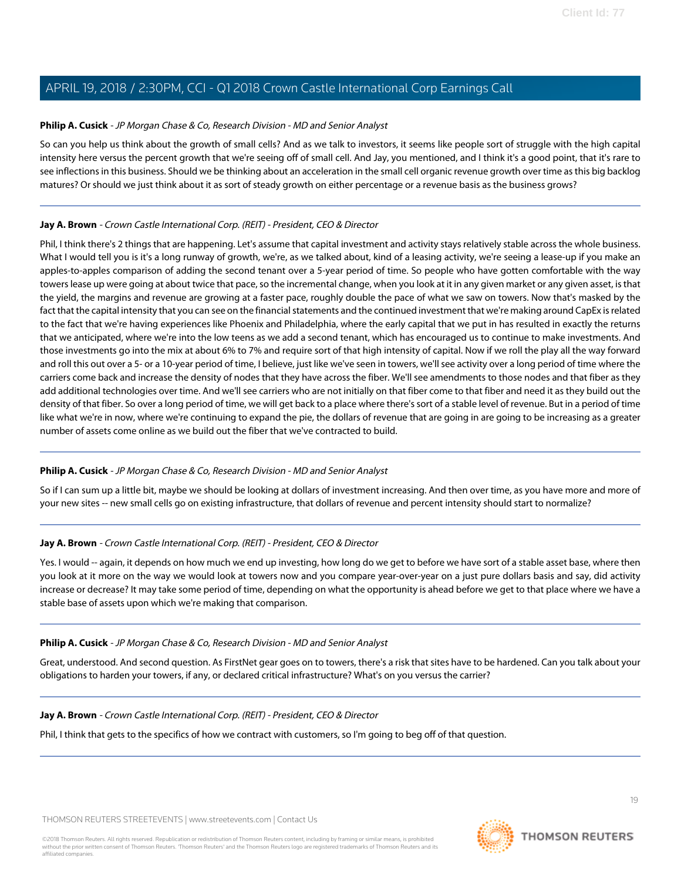**Philip A. Cusick** - *JP Morgan Chase & Co, Research Division - MD and Senior Analyst*

So can you help us think about the growth of small cells? And as we talk to investors, it seems like people sort of struggle with the high capital intensity here versus the percent growth that we're seeing off of small cell. And Jay, you mentioned, and I think it's a good point, that it's rare to see inflections in this business. Should we be thinking about an acceleration in the small cell organic revenue growth over time as this big backlog matures? Or should we just think about it as sort of steady growth on either percentage or a revenue basis as the business grows?

---

**Jay A. Brown** - *Crown Castle International Corp. (REIT) - President, CEO & Director*

Phil, I think there's 2 things that are happening. Let's assume that capital investment and activity stays relatively stable across the whole business. What I would tell you is it's a long runway of growth, we're, as we talked about, kind of a leasing activity, we're seeing a lease-up if you make an apples-to-apples comparison of adding the second tenant over a 5-year period of time. So people who have gotten comfortable with the way towers lease up were going at about twice that pace, so the incremental change, when you look at it in any given market or any given asset, is that the yield, the margins and revenue are growing at a faster pace, roughly double the pace of what we saw on towers. Now that's masked by the fact that the capital intensity that you can see on the financial statements and the continued investment that we're making around CapEx is related to the fact that we're having experiences like Phoenix and Philadelphia, where the early capital that we put in has resulted in exactly the returns that we anticipated, where we're into the low teens as we add a second tenant, which has encouraged us to continue to make investments. And those investments go into the mix at about 6% to 7% and require sort of that high intensity of capital. Now if we roll the play all the way forward and roll this out over a 5- or a 10-year period of time, I believe, just like we've seen in towers, we'll see activity over a long period of time where the carriers come back and increase the density of nodes that they have across the fiber. We'll see amendments to those nodes and that fiber as they add additional technologies over time. And we'll see carriers who are not initially on that fiber come to that fiber and need it as they build out the density of that fiber. So over a long period of time, we will get back to a place where there's sort of a stable level of revenue. But in a period of time like what we're in now, where we're continuing to expand the pie, the dollars of revenue that are going in are going to be increasing as a greater number of assets come online as we build out the fiber that we've contracted to build.

---

**Philip A. Cusick** - *JP Morgan Chase & Co, Research Division - MD and Senior Analyst*

So if I can sum up a little bit, maybe we should be looking at dollars of investment increasing. And then over time, as you have more and more of your new sites -- new small cells go on existing infrastructure, that dollars of revenue and percent intensity should start to normalize?

---

**Jay A. Brown** - *Crown Castle International Corp. (REIT) - President, CEO & Director*

Yes. I would -- again, it depends on how much we end up investing, how long do we get to before we have sort of a stable asset base, where then you look at it more on the way we would look at towers now and you compare year-over-year on a just pure dollars basis and say, did activity increase or decrease? It may take some period of time, depending on what the opportunity is ahead before we get to that place where we have a stable base of assets upon which we're making that comparison.

---

**Philip A. Cusick** - *JP Morgan Chase & Co, Research Division - MD and Senior Analyst*

Great, understood. And second question. As FirstNet gear goes on to towers, there's a risk that sites have to be hardened. Can you talk about your obligations to harden your towers, if any, or declared critical infrastructure? What's on you versus the carrier?

---

**Jay A. Brown** - *Crown Castle International Corp. (REIT) - President, CEO & Director*

Phil, I think that gets to the specifics of how we contract with customers, so I'm going to beg off of that question.

---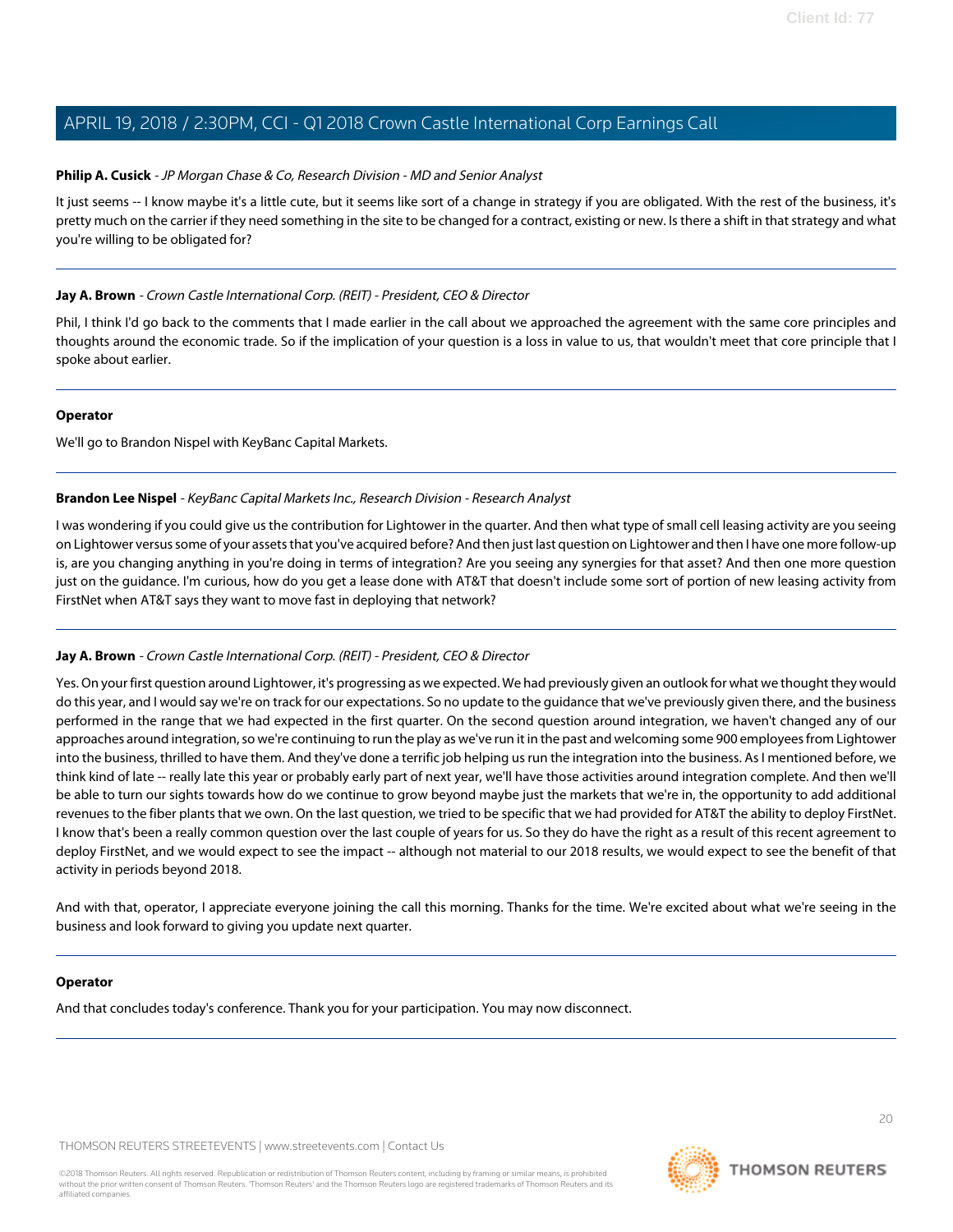**Philip A. Cusick** - *JP Morgan Chase & Co, Research Division - MD and Senior Analyst*

It just seems -- I know maybe it's a little cute, but it seems like sort of a change in strategy if you are obligated. With the rest of the business, it's pretty much on the carrier if they need something in the site to be changed for a contract, existing or new. Is there a shift in that strategy and what you're willing to be obligated for?

---

**Jay A. Brown** - *Crown Castle International Corp. (REIT) - President, CEO & Director*

Phil, I think I'd go back to the comments that I made earlier in the call about we approached the agreement with the same core principles and thoughts around the economic trade. So if the implication of your question is a loss in value to us, that wouldn't meet that core principle that I spoke about earlier.

---

**Operator**

We'll go to Brandon Nispel with KeyBanc Capital Markets.

---

**Brandon Lee Nispel** - *KeyBanc Capital Markets Inc., Research Division - Research Analyst*

I was wondering if you could give us the contribution for Lightower in the quarter. And then what type of small cell leasing activity are you seeing on Lightower versus some of your assets that you've acquired before? And then just last question on Lightower and then I have one more follow-up is, are you changing anything in you're doing in terms of integration? Are you seeing any synergies for that asset? And then one more question just on the guidance. I'm curious, how do you get a lease done with AT&T that doesn't include some sort of portion of new leasing activity from FirstNet when AT&T says they want to move fast in deploying that network?

---

**Jay A. Brown** - *Crown Castle International Corp. (REIT) - President, CEO & Director*

Yes. On your first question around Lightower, it's progressing as we expected. We had previously given an outlook for what we thought they would do this year, and I would say we're on track for our expectations. So no update to the guidance that we've previously given there, and the business performed in the range that we had expected in the first quarter. On the second question around integration, we haven't changed any of our approaches around integration, so we're continuing to run the play as we've run it in the past and welcoming some 900 employees from Lightower into the business, thrilled to have them. And they've done a terrific job helping us run the integration into the business. As I mentioned before, we think kind of late -- really late this year or probably early part of next year, we'll have those activities around integration complete. And then we'll be able to turn our sights towards how do we continue to grow beyond maybe just the markets that we're in, the opportunity to add additional revenues to the fiber plants that we own. On the last question, we tried to be specific that we had provided for AT&T the ability to deploy FirstNet. I know that's been a really common question over the last couple of years for us. So they do have the right as a result of this recent agreement to deploy FirstNet, and we would expect to see the impact -- although not material to our 2018 results, we would expect to see the benefit of that activity in periods beyond 2018.

And with that, operator, I appreciate everyone joining the call this morning. Thanks for the time. We're excited about what we're seeing in the business and look forward to giving you update next quarter.

---

**Operator**

And that concludes today's conference. Thank you for your participation. You may now disconnect.

---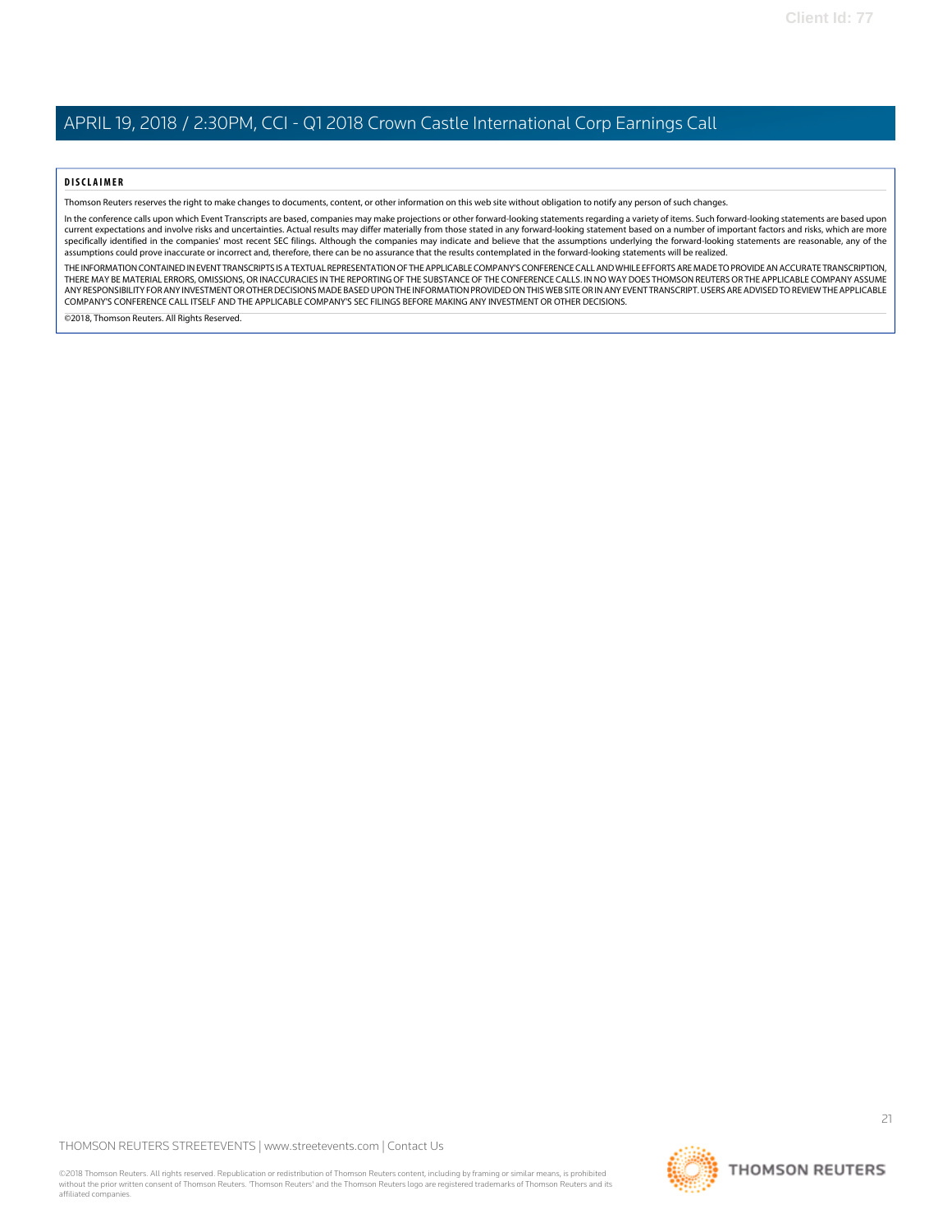## DISCLAIMER

Thomson Reuters reserves the right to make changes to documents, content, or other information on this web site without obligation to notify any person of such changes.

In the conference calls upon which Event Transcripts are based, companies may make projections or other forward-looking statements regarding a variety of items. Such forward-looking statements are based upon current expectations and involve risks and uncertainties. Actual results may differ materially from those stated in any forward-looking statement based on a number of important factors and risks, which are more specifically identified in the companies' most recent SEC filings. Although the companies may indicate and believe that the assumptions underlying the forward-looking statements are reasonable, any of the assumptions could prove inaccurate or incorrect and, therefore, there can be no assurance that the results contemplated in the forward-looking statements will be realized.

THE INFORMATION CONTAINED IN EVENT TRANSCRIPTS IS A TEXTUAL REPRESENTATION OF THE APPLICABLE COMPANY'S CONFERENCE CALL AND WHILE EFFORTS ARE MADE TO PROVIDE AN ACCURATE TRANSCRIPTION, THERE MAY BE MATERIAL ERRORS, OMISSIONS, OR INACCURACIES IN THE REPORTING OF THE SUBSTANCE OF THE CONFERENCE CALLS. IN NO WAY DOES THOMSON REUTERS OR THE APPLICABLE COMPANY ASSUME ANY RESPONSIBILITY FOR ANY INVESTMENT OR OTHER DECISIONS MADE BASED UPON THE INFORMATION PROVIDED ON THIS WEB SITE OR IN ANY EVENT TRANSCRIPT. USERS ARE ADVISED TO REVIEW THE APPLICABLE COMPANY'S CONFERENCE CALL ITSELF AND THE APPLICABLE COMPANY'S SEC FILINGS BEFORE MAKING ANY INVESTMENT OR OTHER DECISIONS.

©2018, Thomson Reuters. All Rights Reserved.